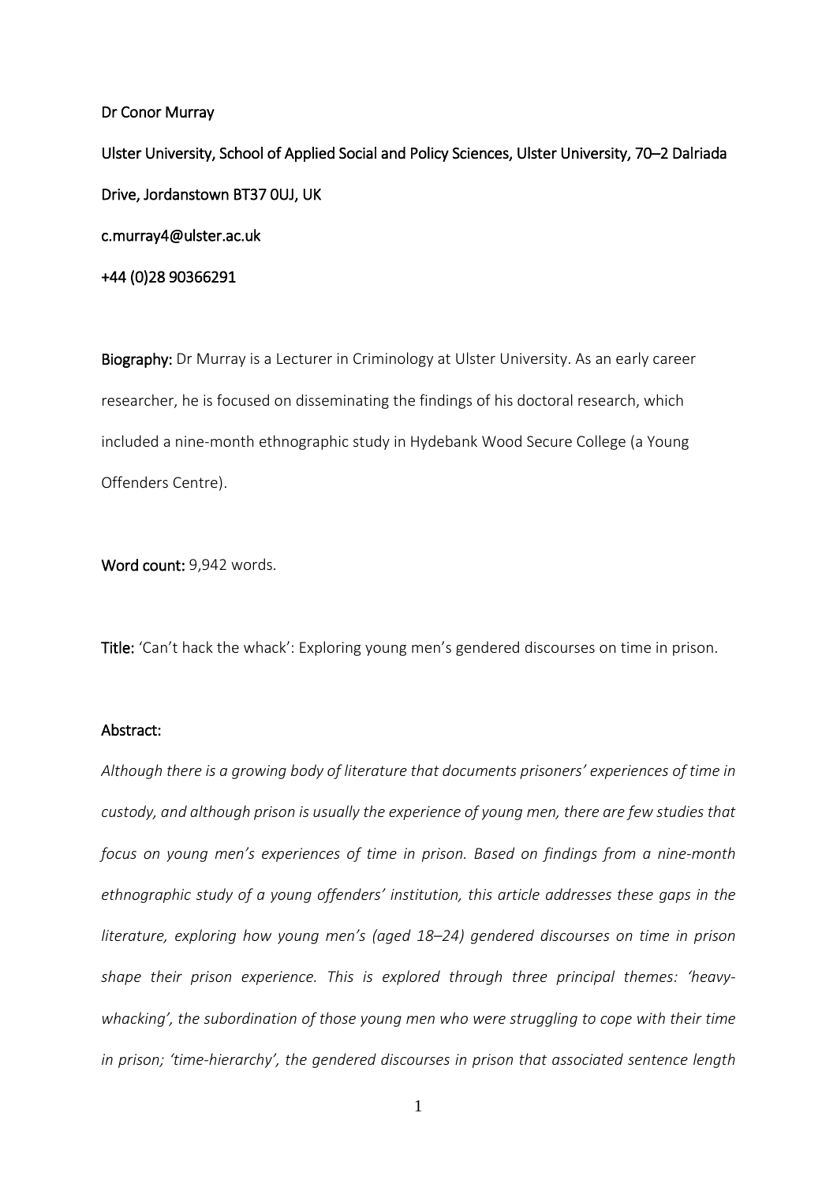Dr Conor Murray

Ulster University, School of Applied Social and Policy Sciences, Ulster University, 70–2 Dalriada Drive, Jordanstown BT37 0UJ, UK

c.murray4@ulster.ac.uk

+44 (0)28 90366291

**Biography:** Dr Murray is a Lecturer in Criminology at Ulster University. As an early career researcher, he is focused on disseminating the findings of his doctoral research, which included a nine-month ethnographic study in Hydebank Wood Secure College (a Young Offenders Centre).

**Word count:** 9,942 words.

**Title:** 'Can't hack the whack': Exploring young men's gendered discourses on time in prison.

**Abstract:**

*Although there is a growing body of literature that documents prisoners' experiences of time in custody, and although prison is usually the experience of young men, there are few studies that focus on young men's experiences of time in prison. Based on findings from a nine-month ethnographic study of a young offenders' institution, this article addresses these gaps in the literature, exploring how young men's (aged 18–24) gendered discourses on time in prison shape their prison experience. This is explored through three principal themes: 'heavy-whacking', the subordination of those young men who were struggling to cope with their time in prison; 'time-hierarchy', the gendered discourses in prison that associated sentence length*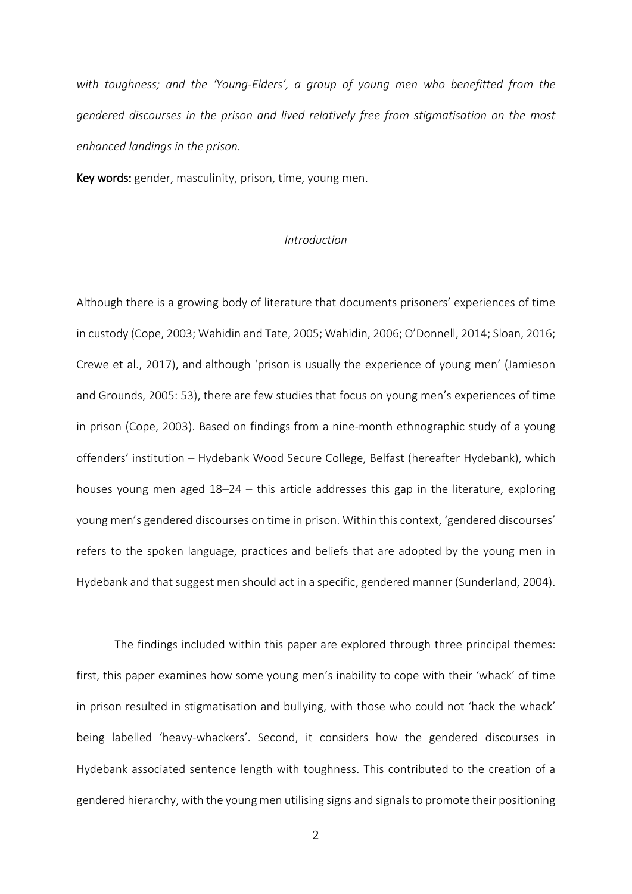*with toughness; and the 'Young-Elders', a group of young men who benefitted from the gendered discourses in the prison and lived relatively free from stigmatisation on the most enhanced landings in the prison.*

**Key words:** gender, masculinity, prison, time, young men.

## *Introduction*

Although there is a growing body of literature that documents prisoners' experiences of time in custody (Cope, 2003; Wahidin and Tate, 2005; Wahidin, 2006; O'Donnell, 2014; Sloan, 2016; Crewe et al., 2017), and although 'prison is usually the experience of young men' (Jamieson and Grounds, 2005: 53), there are few studies that focus on young men's experiences of time in prison (Cope, 2003). Based on findings from a nine-month ethnographic study of a young offenders' institution – Hydebank Wood Secure College, Belfast (hereafter Hydebank), which houses young men aged 18–24 – this article addresses this gap in the literature, exploring young men's gendered discourses on time in prison. Within this context, 'gendered discourses' refers to the spoken language, practices and beliefs that are adopted by the young men in Hydebank and that suggest men should act in a specific, gendered manner (Sunderland, 2004).

The findings included within this paper are explored through three principal themes: first, this paper examines how some young men's inability to cope with their 'whack' of time in prison resulted in stigmatisation and bullying, with those who could not 'hack the whack' being labelled 'heavy-whackers'. Second, it considers how the gendered discourses in Hydebank associated sentence length with toughness. This contributed to the creation of a gendered hierarchy, with the young men utilising signs and signals to promote their positioning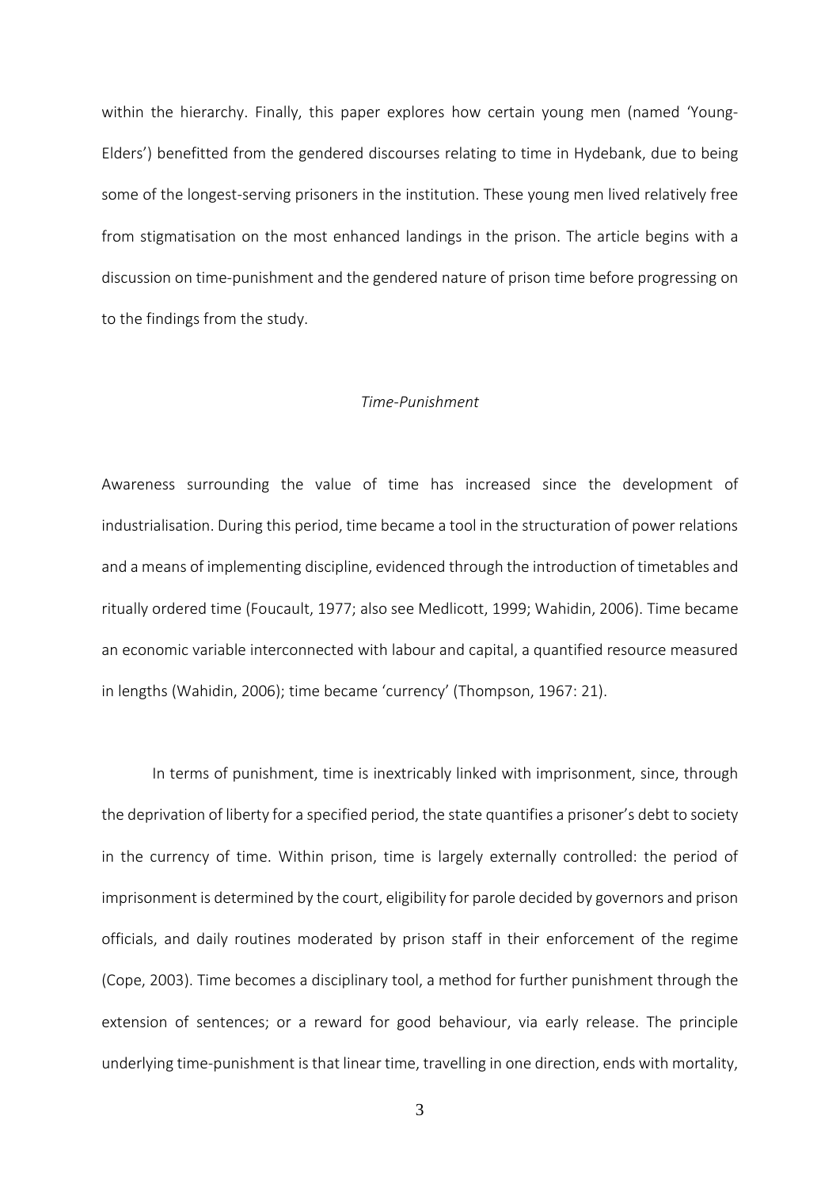within the hierarchy. Finally, this paper explores how certain young men (named 'Young-Elders') benefitted from the gendered discourses relating to time in Hydebank, due to being some of the longest-serving prisoners in the institution. These young men lived relatively free from stigmatisation on the most enhanced landings in the prison. The article begins with a discussion on time-punishment and the gendered nature of prison time before progressing on to the findings from the study.

## *Time-Punishment*

Awareness surrounding the value of time has increased since the development of industrialisation. During this period, time became a tool in the structuration of power relations and a means of implementing discipline, evidenced through the introduction of timetables and ritually ordered time (Foucault, 1977; also see Medlicott, 1999; Wahidin, 2006). Time became an economic variable interconnected with labour and capital, a quantified resource measured in lengths (Wahidin, 2006); time became 'currency' (Thompson, 1967: 21).

In terms of punishment, time is inextricably linked with imprisonment, since, through the deprivation of liberty for a specified period, the state quantifies a prisoner's debt to society in the currency of time. Within prison, time is largely externally controlled: the period of imprisonment is determined by the court, eligibility for parole decided by governors and prison officials, and daily routines moderated by prison staff in their enforcement of the regime (Cope, 2003). Time becomes a disciplinary tool, a method for further punishment through the extension of sentences; or a reward for good behaviour, via early release. The principle underlying time-punishment is that linear time, travelling in one direction, ends with mortality,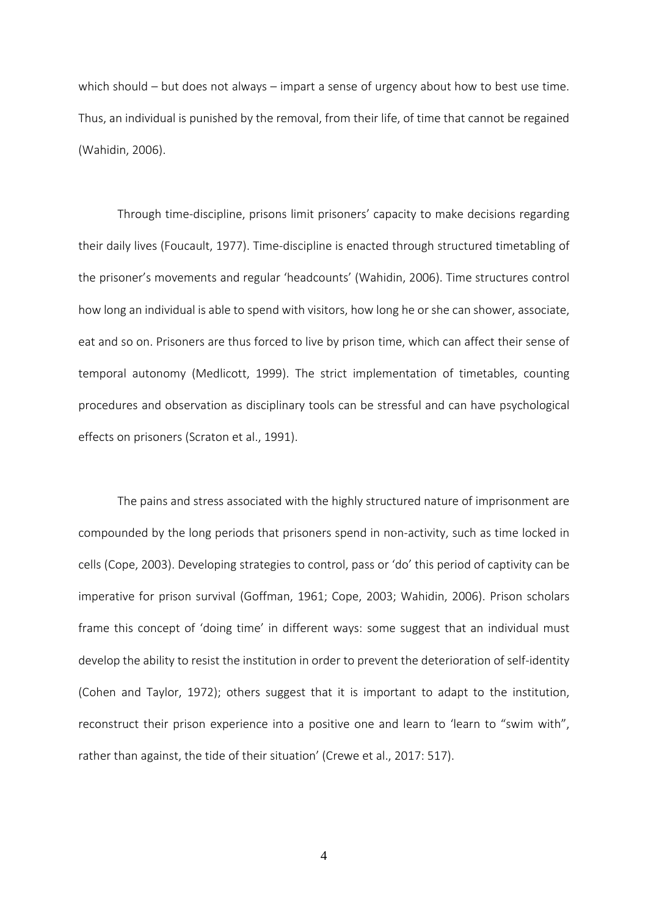which should – but does not always – impart a sense of urgency about how to best use time. Thus, an individual is punished by the removal, from their life, of time that cannot be regained (Wahidin, 2006).

Through time-discipline, prisons limit prisoners' capacity to make decisions regarding their daily lives (Foucault, 1977). Time-discipline is enacted through structured timetabling of the prisoner's movements and regular 'headcounts' (Wahidin, 2006). Time structures control how long an individual is able to spend with visitors, how long he or she can shower, associate, eat and so on. Prisoners are thus forced to live by prison time, which can affect their sense of temporal autonomy (Medlicott, 1999). The strict implementation of timetables, counting procedures and observation as disciplinary tools can be stressful and can have psychological effects on prisoners (Scraton et al., 1991).

The pains and stress associated with the highly structured nature of imprisonment are compounded by the long periods that prisoners spend in non-activity, such as time locked in cells (Cope, 2003). Developing strategies to control, pass or 'do' this period of captivity can be imperative for prison survival (Goffman, 1961; Cope, 2003; Wahidin, 2006). Prison scholars frame this concept of 'doing time' in different ways: some suggest that an individual must develop the ability to resist the institution in order to prevent the deterioration of self-identity (Cohen and Taylor, 1972); others suggest that it is important to adapt to the institution, reconstruct their prison experience into a positive one and learn to 'learn to "swim with", rather than against, the tide of their situation' (Crewe et al., 2017: 517).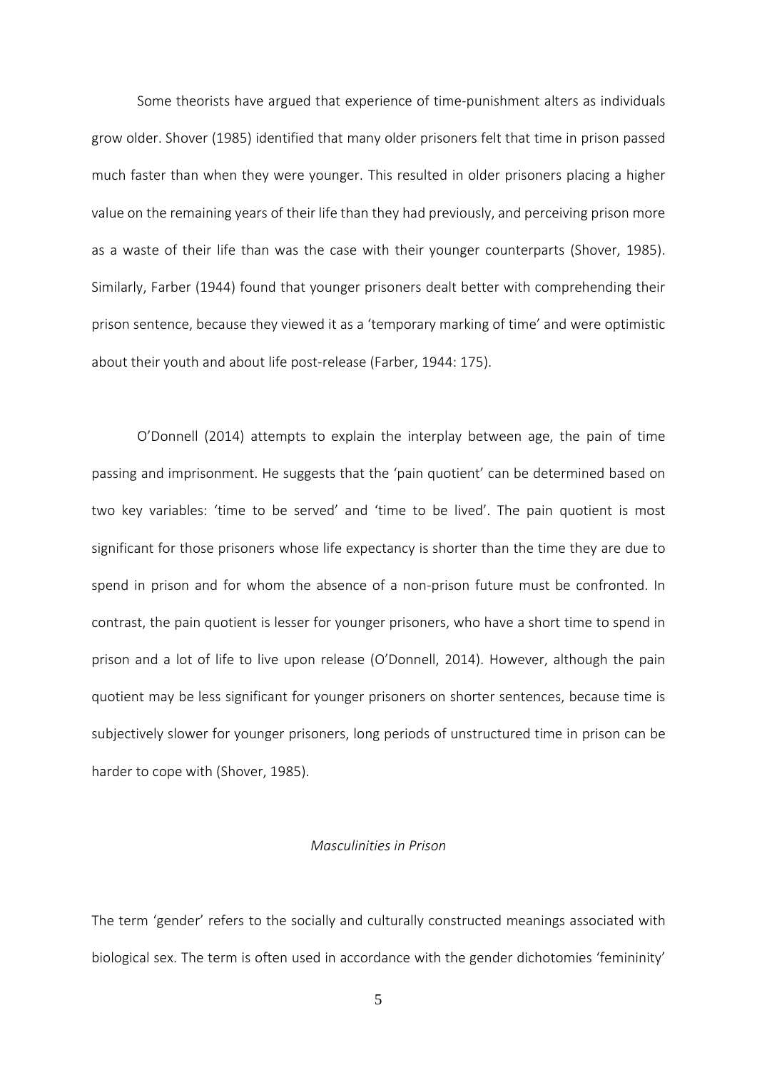Some theorists have argued that experience of time-punishment alters as individuals grow older. Shover (1985) identified that many older prisoners felt that time in prison passed much faster than when they were younger. This resulted in older prisoners placing a higher value on the remaining years of their life than they had previously, and perceiving prison more as a waste of their life than was the case with their younger counterparts (Shover, 1985). Similarly, Farber (1944) found that younger prisoners dealt better with comprehending their prison sentence, because they viewed it as a 'temporary marking of time' and were optimistic about their youth and about life post-release (Farber, 1944: 175).

O'Donnell (2014) attempts to explain the interplay between age, the pain of time passing and imprisonment. He suggests that the 'pain quotient' can be determined based on two key variables: 'time to be served' and 'time to be lived'. The pain quotient is most significant for those prisoners whose life expectancy is shorter than the time they are due to spend in prison and for whom the absence of a non-prison future must be confronted. In contrast, the pain quotient is lesser for younger prisoners, who have a short time to spend in prison and a lot of life to live upon release (O'Donnell, 2014). However, although the pain quotient may be less significant for younger prisoners on shorter sentences, because time is subjectively slower for younger prisoners, long periods of unstructured time in prison can be harder to cope with (Shover, 1985).

### *Masculinities in Prison*

The term 'gender' refers to the socially and culturally constructed meanings associated with biological sex. The term is often used in accordance with the gender dichotomies 'femininity'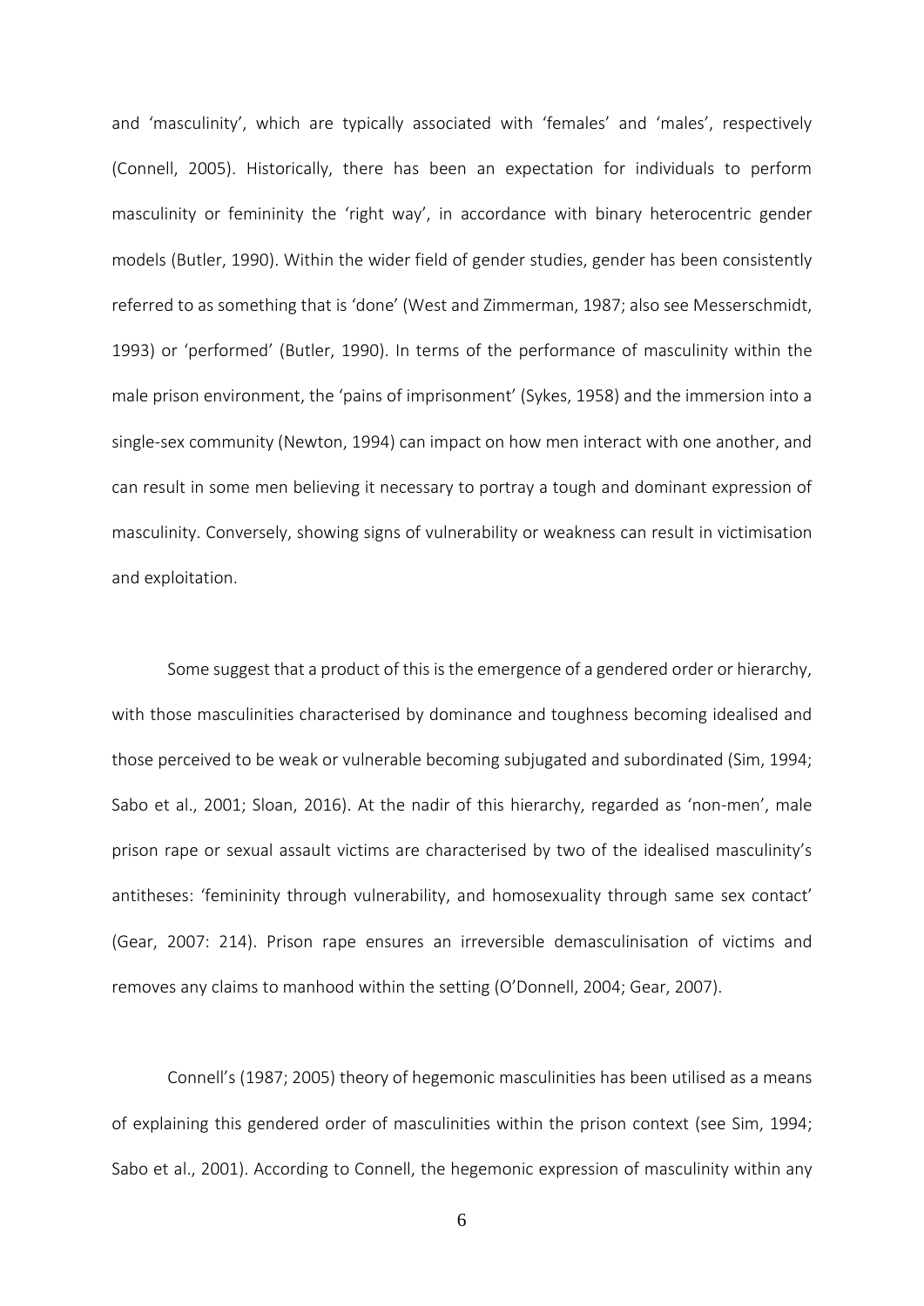and 'masculinity', which are typically associated with 'females' and 'males', respectively (Connell, 2005). Historically, there has been an expectation for individuals to perform masculinity or femininity the 'right way', in accordance with binary heterocentric gender models (Butler, 1990). Within the wider field of gender studies, gender has been consistently referred to as something that is 'done' (West and Zimmerman, 1987; also see Messerschmidt, 1993) or 'performed' (Butler, 1990). In terms of the performance of masculinity within the male prison environment, the 'pains of imprisonment' (Sykes, 1958) and the immersion into a single-sex community (Newton, 1994) can impact on how men interact with one another, and can result in some men believing it necessary to portray a tough and dominant expression of masculinity. Conversely, showing signs of vulnerability or weakness can result in victimisation and exploitation.

Some suggest that a product of this is the emergence of a gendered order or hierarchy, with those masculinities characterised by dominance and toughness becoming idealised and those perceived to be weak or vulnerable becoming subjugated and subordinated (Sim, 1994; Sabo et al., 2001; Sloan, 2016). At the nadir of this hierarchy, regarded as 'non-men', male prison rape or sexual assault victims are characterised by two of the idealised masculinity's antitheses: 'femininity through vulnerability, and homosexuality through same sex contact' (Gear, 2007: 214). Prison rape ensures an irreversible demasculinisation of victims and removes any claims to manhood within the setting (O'Donnell, 2004; Gear, 2007).

Connell's (1987; 2005) theory of hegemonic masculinities has been utilised as a means of explaining this gendered order of masculinities within the prison context (see Sim, 1994; Sabo et al., 2001). According to Connell, the hegemonic expression of masculinity within any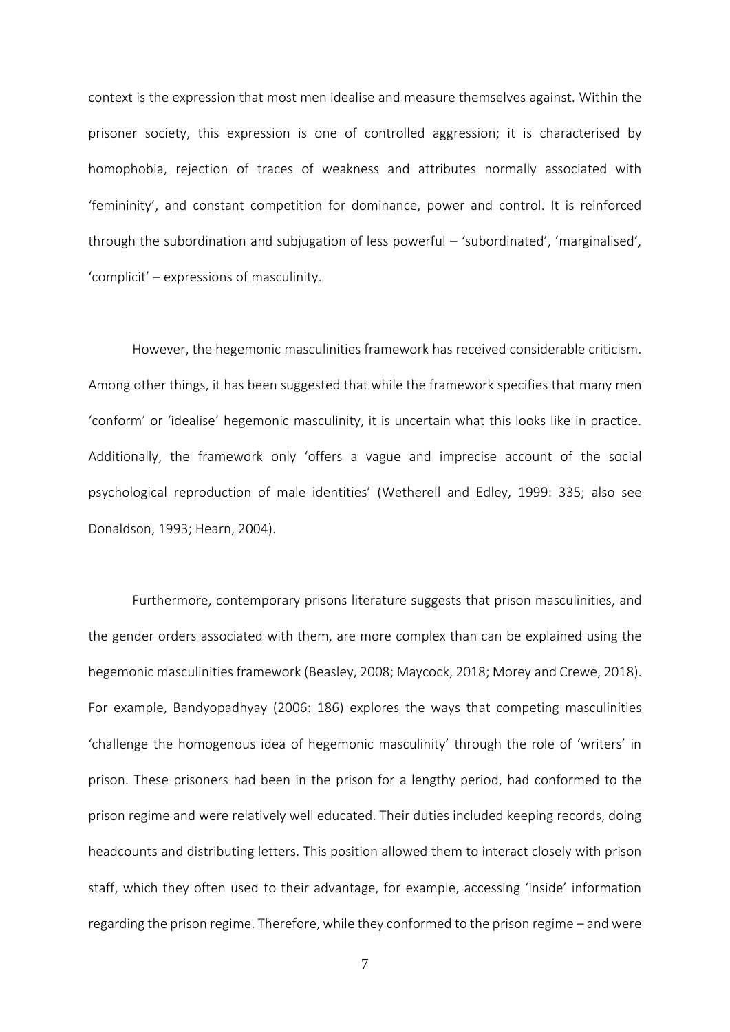context is the expression that most men idealise and measure themselves against. Within the prisoner society, this expression is one of controlled aggression; it is characterised by homophobia, rejection of traces of weakness and attributes normally associated with 'femininity', and constant competition for dominance, power and control. It is reinforced through the subordination and subjugation of less powerful – 'subordinated', 'marginalised', 'complicit' – expressions of masculinity.

However, the hegemonic masculinities framework has received considerable criticism. Among other things, it has been suggested that while the framework specifies that many men 'conform' or 'idealise' hegemonic masculinity, it is uncertain what this looks like in practice. Additionally, the framework only 'offers a vague and imprecise account of the social psychological reproduction of male identities' (Wetherell and Edley, 1999: 335; also see Donaldson, 1993; Hearn, 2004).

Furthermore, contemporary prisons literature suggests that prison masculinities, and the gender orders associated with them, are more complex than can be explained using the hegemonic masculinities framework (Beasley, 2008; Maycock, 2018; Morey and Crewe, 2018). For example, Bandyopadhyay (2006: 186) explores the ways that competing masculinities 'challenge the homogenous idea of hegemonic masculinity' through the role of 'writers' in prison. These prisoners had been in the prison for a lengthy period, had conformed to the prison regime and were relatively well educated. Their duties included keeping records, doing headcounts and distributing letters. This position allowed them to interact closely with prison staff, which they often used to their advantage, for example, accessing 'inside' information regarding the prison regime. Therefore, while they conformed to the prison regime – and were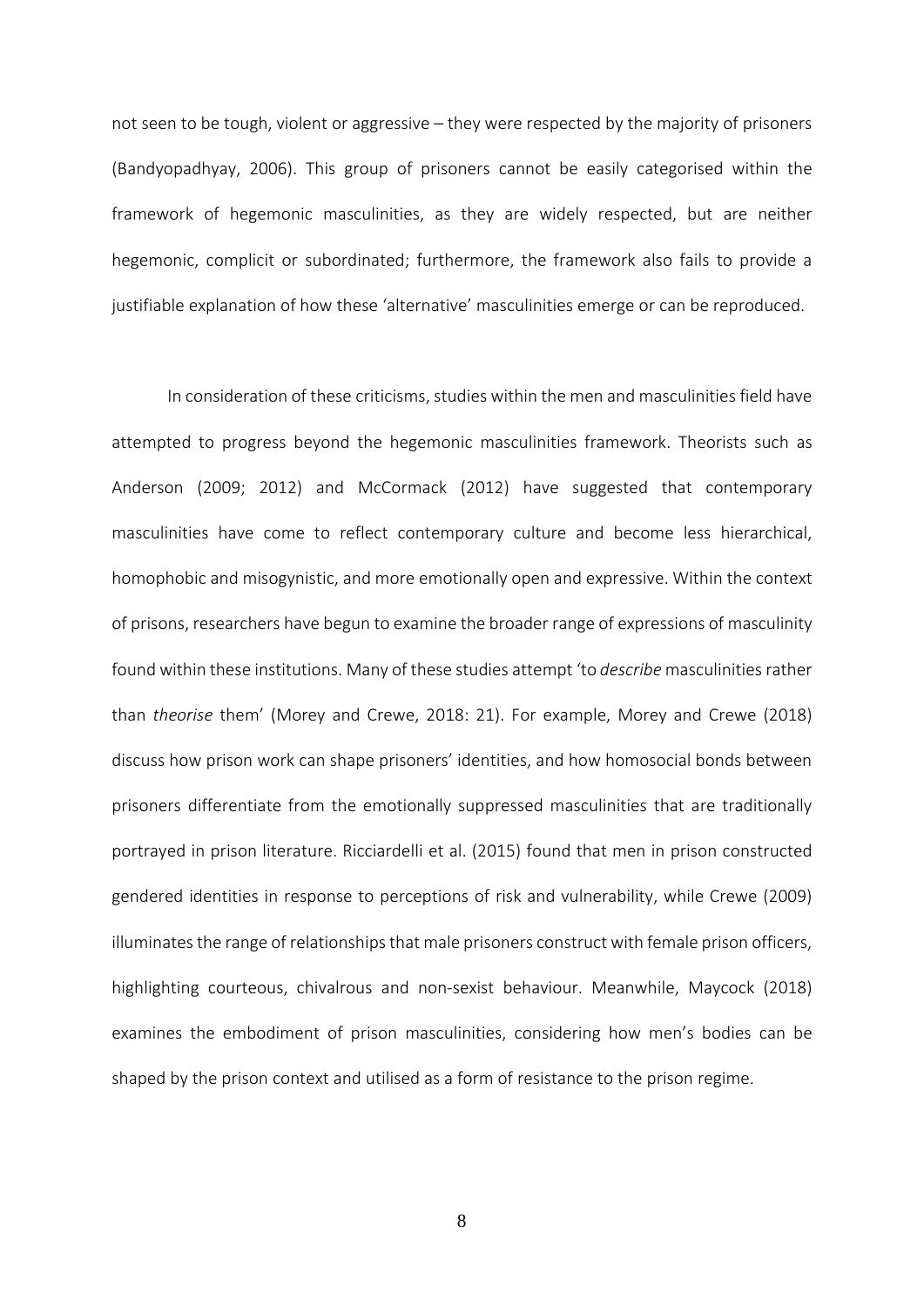not seen to be tough, violent or aggressive – they were respected by the majority of prisoners (Bandyopadhyay, 2006). This group of prisoners cannot be easily categorised within the framework of hegemonic masculinities, as they are widely respected, but are neither hegemonic, complicit or subordinated; furthermore, the framework also fails to provide a justifiable explanation of how these 'alternative' masculinities emerge or can be reproduced.

In consideration of these criticisms, studies within the men and masculinities field have attempted to progress beyond the hegemonic masculinities framework. Theorists such as Anderson (2009; 2012) and McCormack (2012) have suggested that contemporary masculinities have come to reflect contemporary culture and become less hierarchical, homophobic and misogynistic, and more emotionally open and expressive. Within the context of prisons, researchers have begun to examine the broader range of expressions of masculinity found within these institutions. Many of these studies attempt 'to *describe* masculinities rather than *theorise* them' (Morey and Crewe, 2018: 21). For example, Morey and Crewe (2018) discuss how prison work can shape prisoners' identities, and how homosocial bonds between prisoners differentiate from the emotionally suppressed masculinities that are traditionally portrayed in prison literature. Ricciardelli et al. (2015) found that men in prison constructed gendered identities in response to perceptions of risk and vulnerability, while Crewe (2009) illuminates the range of relationships that male prisoners construct with female prison officers, highlighting courteous, chivalrous and non-sexist behaviour. Meanwhile, Maycock (2018) examines the embodiment of prison masculinities, considering how men's bodies can be shaped by the prison context and utilised as a form of resistance to the prison regime.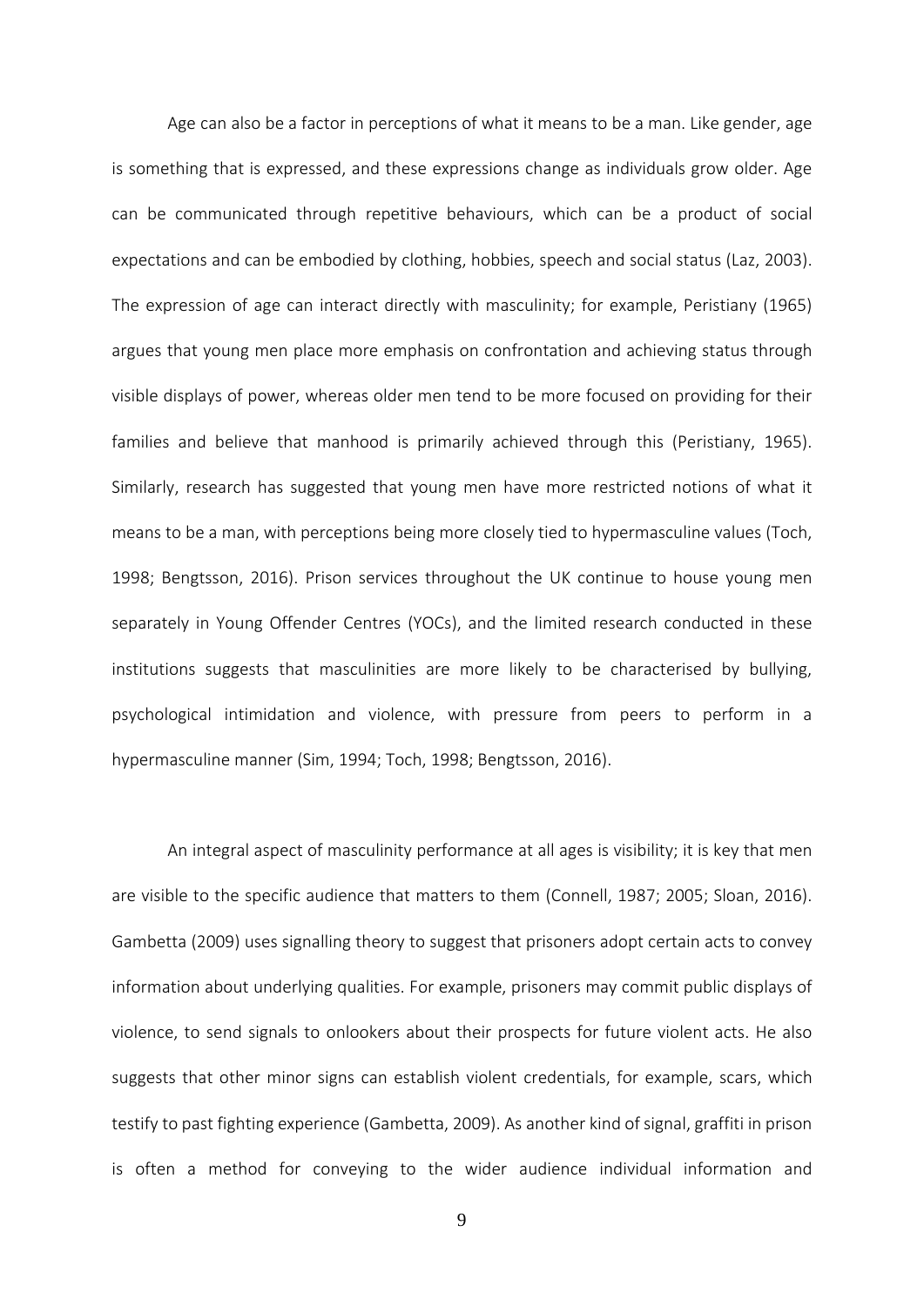Age can also be a factor in perceptions of what it means to be a man. Like gender, age is something that is expressed, and these expressions change as individuals grow older. Age can be communicated through repetitive behaviours, which can be a product of social expectations and can be embodied by clothing, hobbies, speech and social status (Laz, 2003). The expression of age can interact directly with masculinity; for example, Peristiany (1965) argues that young men place more emphasis on confrontation and achieving status through visible displays of power, whereas older men tend to be more focused on providing for their families and believe that manhood is primarily achieved through this (Peristiany, 1965). Similarly, research has suggested that young men have more restricted notions of what it means to be a man, with perceptions being more closely tied to hypermasculine values (Toch, 1998; Bengtsson, 2016). Prison services throughout the UK continue to house young men separately in Young Offender Centres (YOCs), and the limited research conducted in these institutions suggests that masculinities are more likely to be characterised by bullying, psychological intimidation and violence, with pressure from peers to perform in a hypermasculine manner (Sim, 1994; Toch, 1998; Bengtsson, 2016).

An integral aspect of masculinity performance at all ages is visibility; it is key that men are visible to the specific audience that matters to them (Connell, 1987; 2005; Sloan, 2016). Gambetta (2009) uses signalling theory to suggest that prisoners adopt certain acts to convey information about underlying qualities. For example, prisoners may commit public displays of violence, to send signals to onlookers about their prospects for future violent acts. He also suggests that other minor signs can establish violent credentials, for example, scars, which testify to past fighting experience (Gambetta, 2009). As another kind of signal, graffiti in prison is often a method for conveying to the wider audience individual information and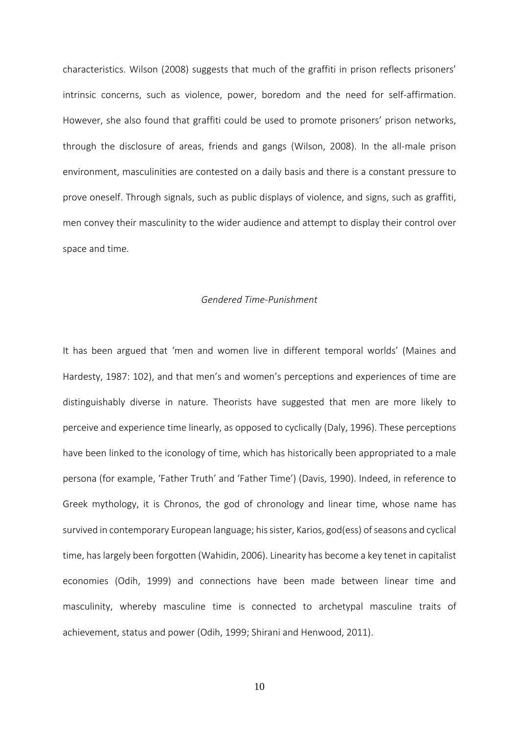characteristics. Wilson (2008) suggests that much of the graffiti in prison reflects prisoners' intrinsic concerns, such as violence, power, boredom and the need for self-affirmation. However, she also found that graffiti could be used to promote prisoners' prison networks, through the disclosure of areas, friends and gangs (Wilson, 2008). In the all-male prison environment, masculinities are contested on a daily basis and there is a constant pressure to prove oneself. Through signals, such as public displays of violence, and signs, such as graffiti, men convey their masculinity to the wider audience and attempt to display their control over space and time.

*Gendered Time-Punishment*

It has been argued that 'men and women live in different temporal worlds' (Maines and Hardesty, 1987: 102), and that men's and women's perceptions and experiences of time are distinguishably diverse in nature. Theorists have suggested that men are more likely to perceive and experience time linearly, as opposed to cyclically (Daly, 1996). These perceptions have been linked to the iconology of time, which has historically been appropriated to a male persona (for example, 'Father Truth' and 'Father Time') (Davis, 1990). Indeed, in reference to Greek mythology, it is Chronos, the god of chronology and linear time, whose name has survived in contemporary European language; his sister, Karios, god(ess) of seasons and cyclical time, has largely been forgotten (Wahidin, 2006). Linearity has become a key tenet in capitalist economies (Odih, 1999) and connections have been made between linear time and masculinity, whereby masculine time is connected to archetypal masculine traits of achievement, status and power (Odih, 1999; Shirani and Henwood, 2011).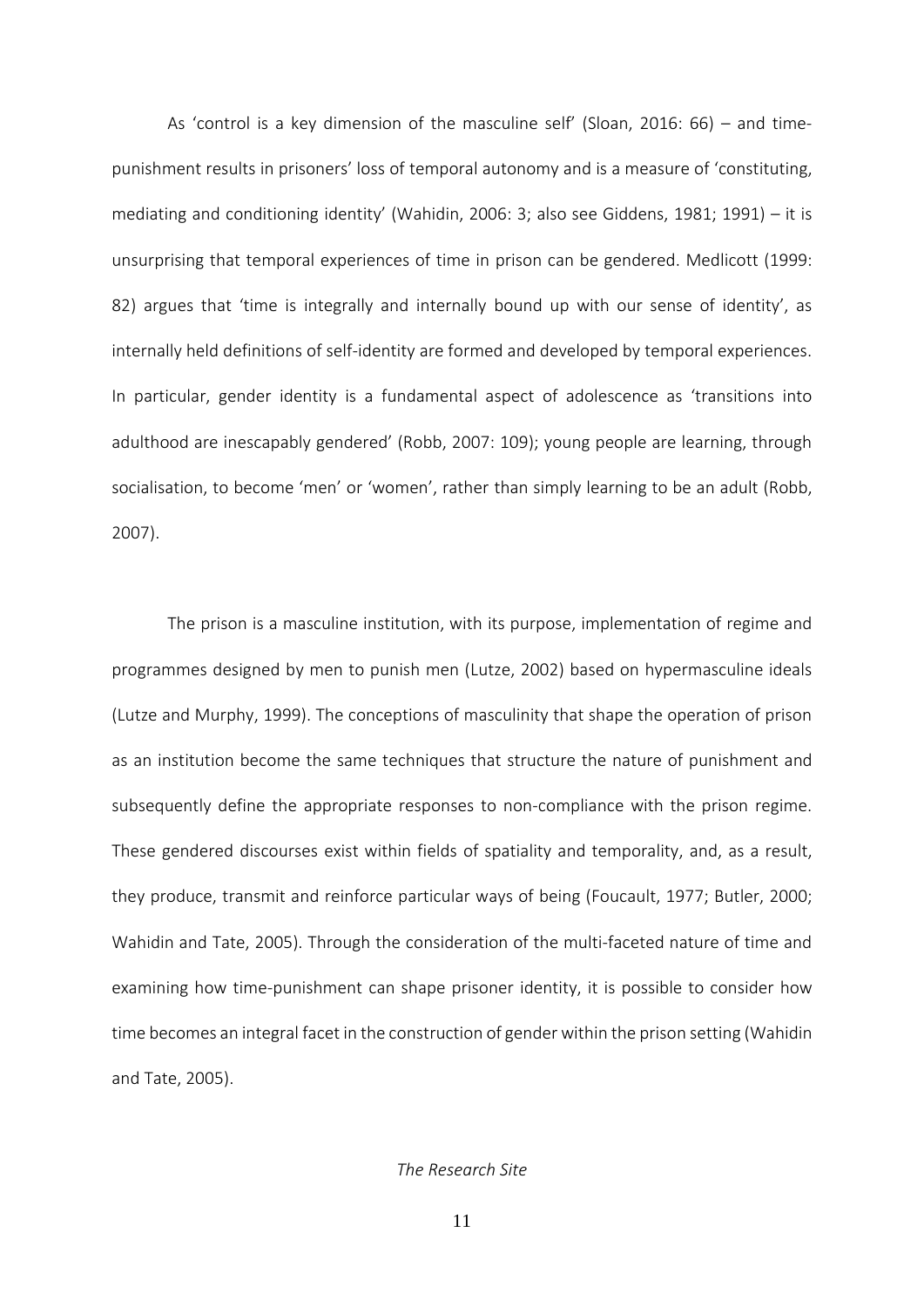As 'control is a key dimension of the masculine self' (Sloan, 2016: 66) – and time-punishment results in prisoners' loss of temporal autonomy and is a measure of 'constituting, mediating and conditioning identity' (Wahidin, 2006: 3; also see Giddens, 1981; 1991) – it is unsurprising that temporal experiences of time in prison can be gendered. Medlicott (1999: 82) argues that 'time is integrally and internally bound up with our sense of identity', as internally held definitions of self-identity are formed and developed by temporal experiences. In particular, gender identity is a fundamental aspect of adolescence as 'transitions into adulthood are inescapably gendered' (Robb, 2007: 109); young people are learning, through socialisation, to become 'men' or 'women', rather than simply learning to be an adult (Robb, 2007).

The prison is a masculine institution, with its purpose, implementation of regime and programmes designed by men to punish men (Lutze, 2002) based on hypermasculine ideals (Lutze and Murphy, 1999). The conceptions of masculinity that shape the operation of prison as an institution become the same techniques that structure the nature of punishment and subsequently define the appropriate responses to non-compliance with the prison regime. These gendered discourses exist within fields of spatiality and temporality, and, as a result, they produce, transmit and reinforce particular ways of being (Foucault, 1977; Butler, 2000; Wahidin and Tate, 2005). Through the consideration of the multi-faceted nature of time and examining how time-punishment can shape prisoner identity, it is possible to consider how time becomes an integral facet in the construction of gender within the prison setting (Wahidin and Tate, 2005).

### *The Research Site*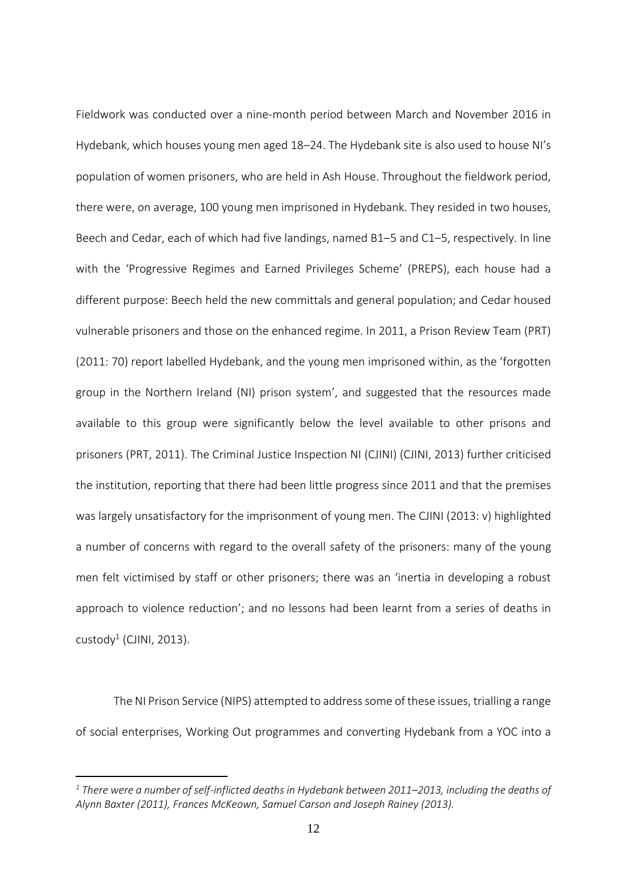Fieldwork was conducted over a nine-month period between March and November 2016 in Hydebank, which houses young men aged 18–24. The Hydebank site is also used to house NI's population of women prisoners, who are held in Ash House. Throughout the fieldwork period, there were, on average, 100 young men imprisoned in Hydebank. They resided in two houses, Beech and Cedar, each of which had five landings, named B1–5 and C1–5, respectively. In line with the 'Progressive Regimes and Earned Privileges Scheme' (PREPS), each house had a different purpose: Beech held the new committals and general population; and Cedar housed vulnerable prisoners and those on the enhanced regime. In 2011, a Prison Review Team (PRT) (2011: 70) report labelled Hydebank, and the young men imprisoned within, as the 'forgotten group in the Northern Ireland (NI) prison system', and suggested that the resources made available to this group were significantly below the level available to other prisons and prisoners (PRT, 2011). The Criminal Justice Inspection NI (CJINI) (CJINI, 2013) further criticised the institution, reporting that there had been little progress since 2011 and that the premises was largely unsatisfactory for the imprisonment of young men. The CJINI (2013: v) highlighted a number of concerns with regard to the overall safety of the prisoners: many of the young men felt victimised by staff or other prisoners; there was an 'inertia in developing a robust approach to violence reduction'; and no lessons had been learnt from a series of deaths in custody[1] (CJINI, 2013).

The NI Prison Service (NIPS) attempted to address some of these issues, trialling a range of social enterprises, Working Out programmes and converting Hydebank from a YOC into a

[1] *There were a number of self-inflicted deaths in Hydebank between 2011–2013, including the deaths of Alynn Baxter (2011), Frances McKeown, Samuel Carson and Joseph Rainey (2013).*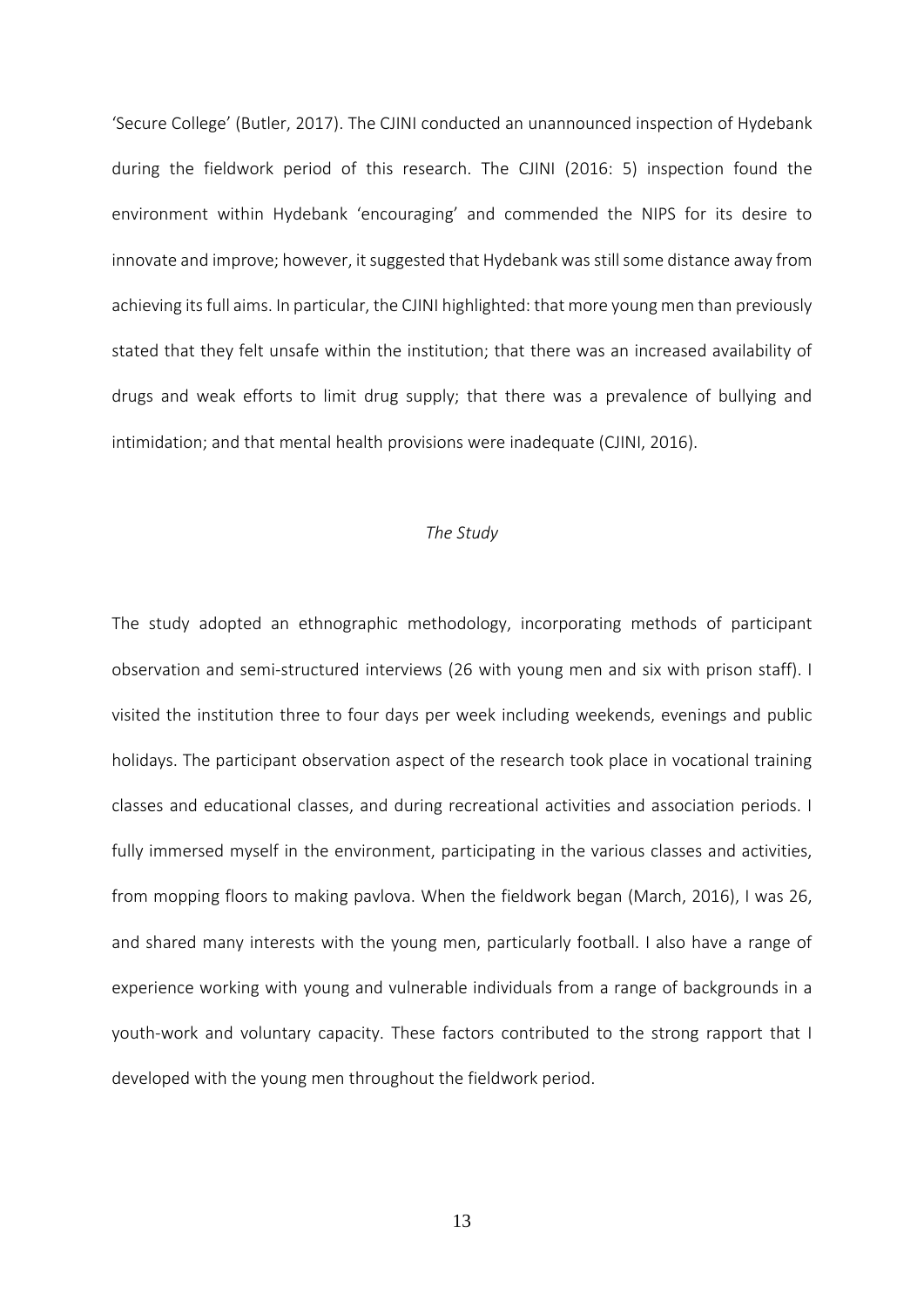'Secure College' (Butler, 2017). The CJINI conducted an unannounced inspection of Hydebank during the fieldwork period of this research. The CJINI (2016: 5) inspection found the environment within Hydebank 'encouraging' and commended the NIPS for its desire to innovate and improve; however, it suggested that Hydebank was still some distance away from achieving its full aims. In particular, the CJINI highlighted: that more young men than previously stated that they felt unsafe within the institution; that there was an increased availability of drugs and weak efforts to limit drug supply; that there was a prevalence of bullying and intimidation; and that mental health provisions were inadequate (CJINI, 2016).

### *The Study*

The study adopted an ethnographic methodology, incorporating methods of participant observation and semi-structured interviews (26 with young men and six with prison staff). I visited the institution three to four days per week including weekends, evenings and public holidays. The participant observation aspect of the research took place in vocational training classes and educational classes, and during recreational activities and association periods. I fully immersed myself in the environment, participating in the various classes and activities, from mopping floors to making pavlova. When the fieldwork began (March, 2016), I was 26, and shared many interests with the young men, particularly football. I also have a range of experience working with young and vulnerable individuals from a range of backgrounds in a youth-work and voluntary capacity. These factors contributed to the strong rapport that I developed with the young men throughout the fieldwork period.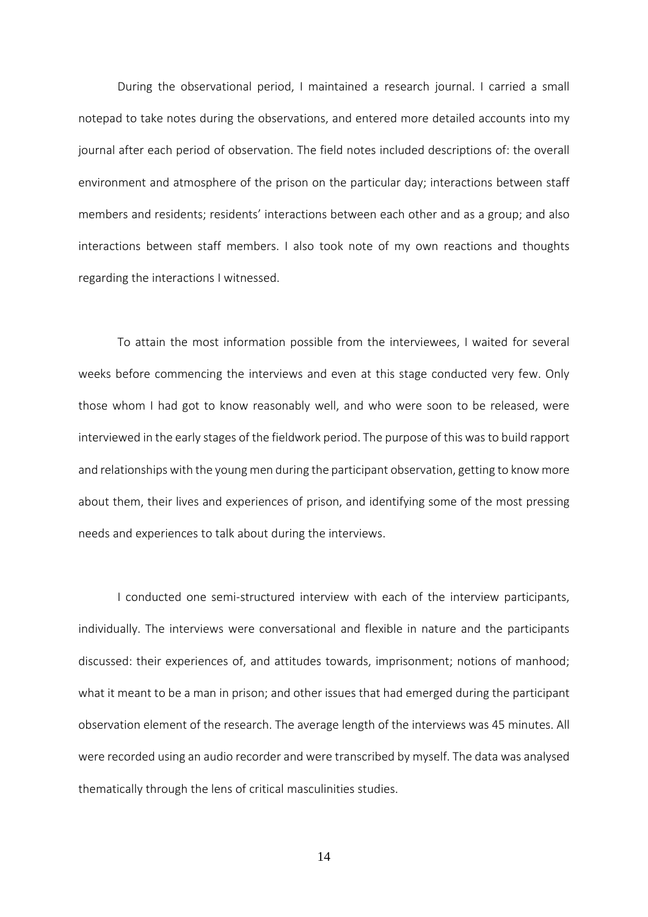During the observational period, I maintained a research journal. I carried a small notepad to take notes during the observations, and entered more detailed accounts into my journal after each period of observation. The field notes included descriptions of: the overall environment and atmosphere of the prison on the particular day; interactions between staff members and residents; residents' interactions between each other and as a group; and also interactions between staff members. I also took note of my own reactions and thoughts regarding the interactions I witnessed.

To attain the most information possible from the interviewees, I waited for several weeks before commencing the interviews and even at this stage conducted very few. Only those whom I had got to know reasonably well, and who were soon to be released, were interviewed in the early stages of the fieldwork period. The purpose of this was to build rapport and relationships with the young men during the participant observation, getting to know more about them, their lives and experiences of prison, and identifying some of the most pressing needs and experiences to talk about during the interviews.

I conducted one semi-structured interview with each of the interview participants, individually. The interviews were conversational and flexible in nature and the participants discussed: their experiences of, and attitudes towards, imprisonment; notions of manhood; what it meant to be a man in prison; and other issues that had emerged during the participant observation element of the research. The average length of the interviews was 45 minutes. All were recorded using an audio recorder and were transcribed by myself. The data was analysed thematically through the lens of critical masculinities studies.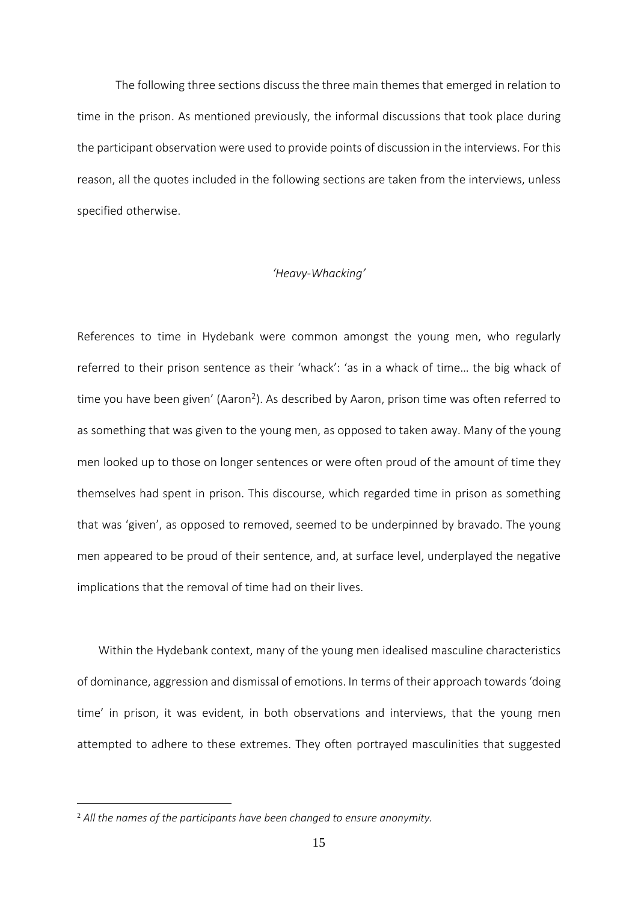The following three sections discuss the three main themes that emerged in relation to time in the prison. As mentioned previously, the informal discussions that took place during the participant observation were used to provide points of discussion in the interviews. For this reason, all the quotes included in the following sections are taken from the interviews, unless specified otherwise.

### *'Heavy-Whacking'*

References to time in Hydebank were common amongst the young men, who regularly referred to their prison sentence as their 'whack': 'as in a whack of time… the big whack of time you have been given' (Aaron[2]). As described by Aaron, prison time was often referred to as something that was given to the young men, as opposed to taken away. Many of the young men looked up to those on longer sentences or were often proud of the amount of time they themselves had spent in prison. This discourse, which regarded time in prison as something that was 'given', as opposed to removed, seemed to be underpinned by bravado. The young men appeared to be proud of their sentence, and, at surface level, underplayed the negative implications that the removal of time had on their lives.

Within the Hydebank context, many of the young men idealised masculine characteristics of dominance, aggression and dismissal of emotions. In terms of their approach towards 'doing time' in prison, it was evident, in both observations and interviews, that the young men attempted to adhere to these extremes. They often portrayed masculinities that suggested

[2] *All the names of the participants have been changed to ensure anonymity.*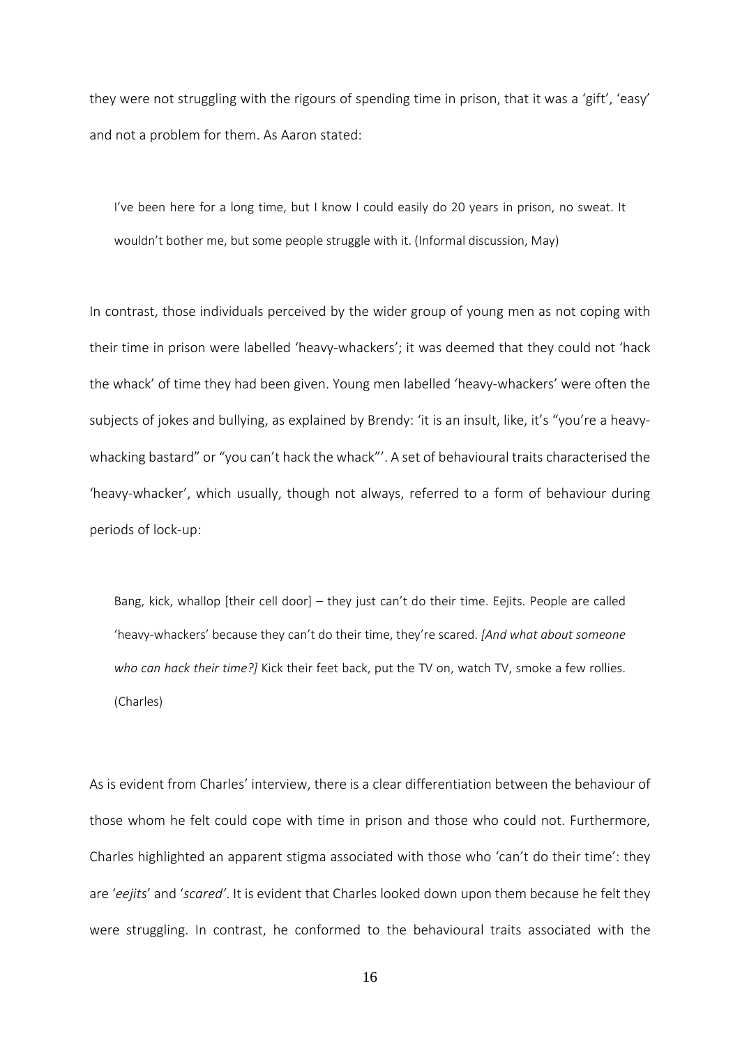they were not struggling with the rigours of spending time in prison, that it was a 'gift', 'easy' and not a problem for them. As Aaron stated:

> I've been here for a long time, but I know I could easily do 20 years in prison, no sweat. It wouldn't bother me, but some people struggle with it. (Informal discussion, May)

In contrast, those individuals perceived by the wider group of young men as not coping with their time in prison were labelled 'heavy-whackers'; it was deemed that they could not 'hack the whack' of time they had been given. Young men labelled 'heavy-whackers' were often the subjects of jokes and bullying, as explained by Brendy: 'it is an insult, like, it's "you're a heavy-whacking bastard" or "you can't hack the whack"'. A set of behavioural traits characterised the 'heavy-whacker', which usually, though not always, referred to a form of behaviour during periods of lock-up:

> Bang, kick, whallop [their cell door] – they just can't do their time. Eejits. People are called 'heavy-whackers' because they can't do their time, they're scared. *[And what about someone who can hack their time?]* Kick their feet back, put the TV on, watch TV, smoke a few rollies. (Charles)

As is evident from Charles' interview, there is a clear differentiation between the behaviour of those whom he felt could cope with time in prison and those who could not. Furthermore, Charles highlighted an apparent stigma associated with those who 'can't do their time': they are '*eejits*' and '*scared'*. It is evident that Charles looked down upon them because he felt they were struggling. In contrast, he conformed to the behavioural traits associated with the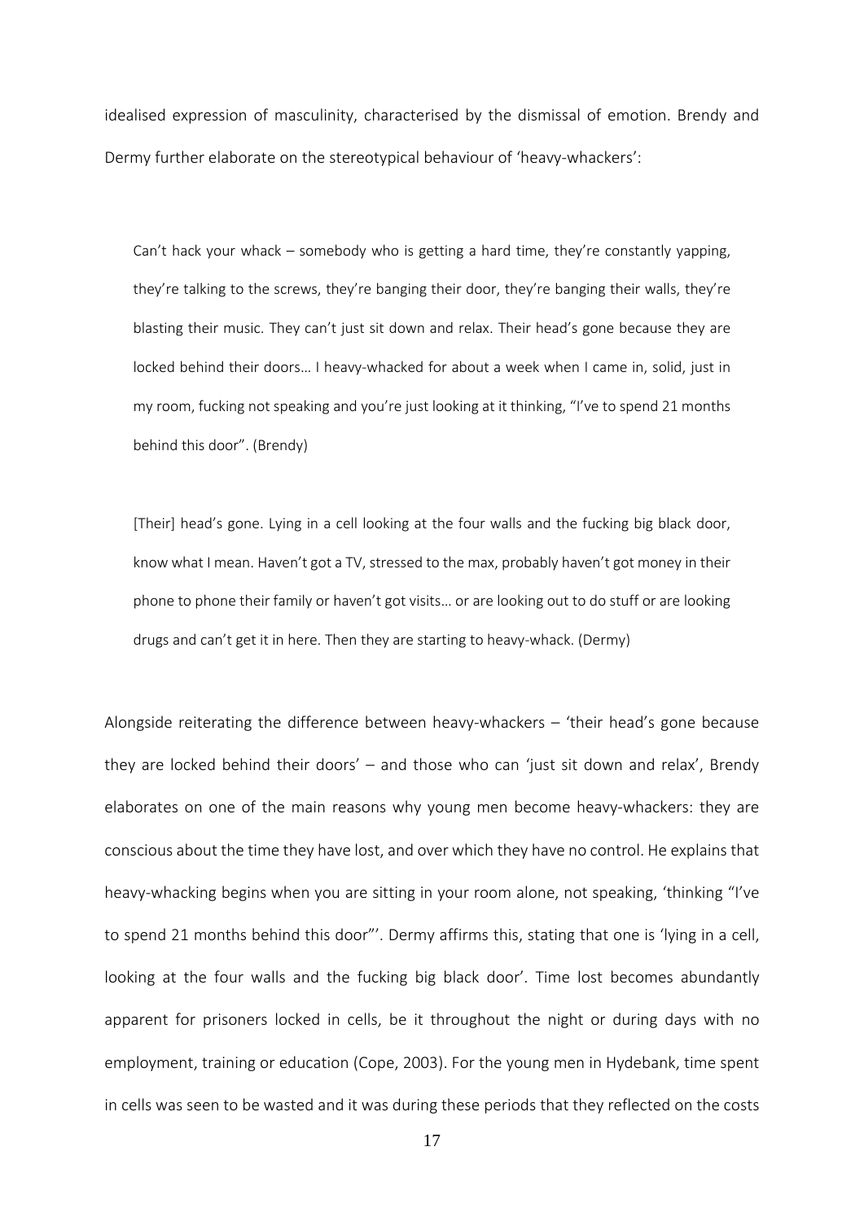idealised expression of masculinity, characterised by the dismissal of emotion. Brendy and Dermy further elaborate on the stereotypical behaviour of 'heavy-whackers':

> Can't hack your whack – somebody who is getting a hard time, they're constantly yapping, they're talking to the screws, they're banging their door, they're banging their walls, they're blasting their music. They can't just sit down and relax. Their head's gone because they are locked behind their doors… I heavy-whacked for about a week when I came in, solid, just in my room, fucking not speaking and you're just looking at it thinking, "I've to spend 21 months behind this door". (Brendy)

> [Their] head's gone. Lying in a cell looking at the four walls and the fucking big black door, know what I mean. Haven't got a TV, stressed to the max, probably haven't got money in their phone to phone their family or haven't got visits… or are looking out to do stuff or are looking drugs and can't get it in here. Then they are starting to heavy-whack. (Dermy)

Alongside reiterating the difference between heavy-whackers – 'their head's gone because they are locked behind their doors' – and those who can 'just sit down and relax', Brendy elaborates on one of the main reasons why young men become heavy-whackers: they are conscious about the time they have lost, and over which they have no control. He explains that heavy-whacking begins when you are sitting in your room alone, not speaking, 'thinking "I've to spend 21 months behind this door"'. Dermy affirms this, stating that one is 'lying in a cell, looking at the four walls and the fucking big black door'. Time lost becomes abundantly apparent for prisoners locked in cells, be it throughout the night or during days with no employment, training or education (Cope, 2003). For the young men in Hydebank, time spent in cells was seen to be wasted and it was during these periods that they reflected on the costs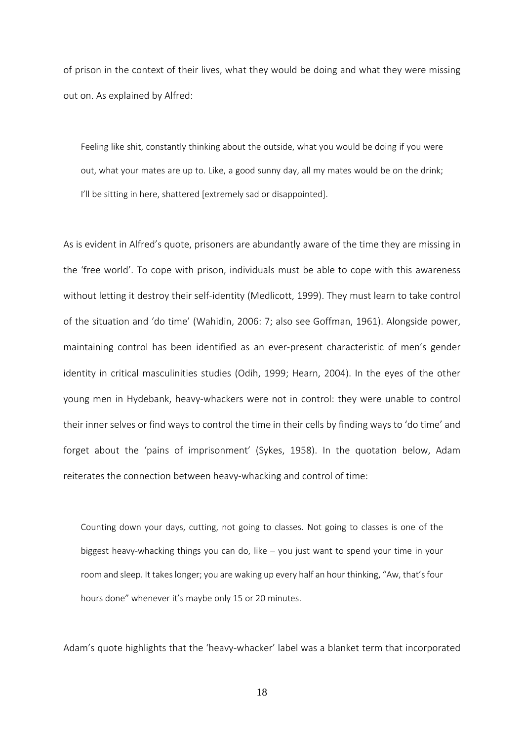of prison in the context of their lives, what they would be doing and what they were missing out on. As explained by Alfred:

> Feeling like shit, constantly thinking about the outside, what you would be doing if you were out, what your mates are up to. Like, a good sunny day, all my mates would be on the drink; I'll be sitting in here, shattered [extremely sad or disappointed].

As is evident in Alfred's quote, prisoners are abundantly aware of the time they are missing in the 'free world'. To cope with prison, individuals must be able to cope with this awareness without letting it destroy their self-identity (Medlicott, 1999). They must learn to take control of the situation and 'do time' (Wahidin, 2006: 7; also see Goffman, 1961). Alongside power, maintaining control has been identified as an ever-present characteristic of men's gender identity in critical masculinities studies (Odih, 1999; Hearn, 2004). In the eyes of the other young men in Hydebank, heavy-whackers were not in control: they were unable to control their inner selves or find ways to control the time in their cells by finding ways to 'do time' and forget about the 'pains of imprisonment' (Sykes, 1958). In the quotation below, Adam reiterates the connection between heavy-whacking and control of time:

> Counting down your days, cutting, not going to classes. Not going to classes is one of the biggest heavy-whacking things you can do, like – you just want to spend your time in your room and sleep. It takes longer; you are waking up every half an hour thinking, "Aw, that's four hours done" whenever it's maybe only 15 or 20 minutes.

Adam's quote highlights that the 'heavy-whacker' label was a blanket term that incorporated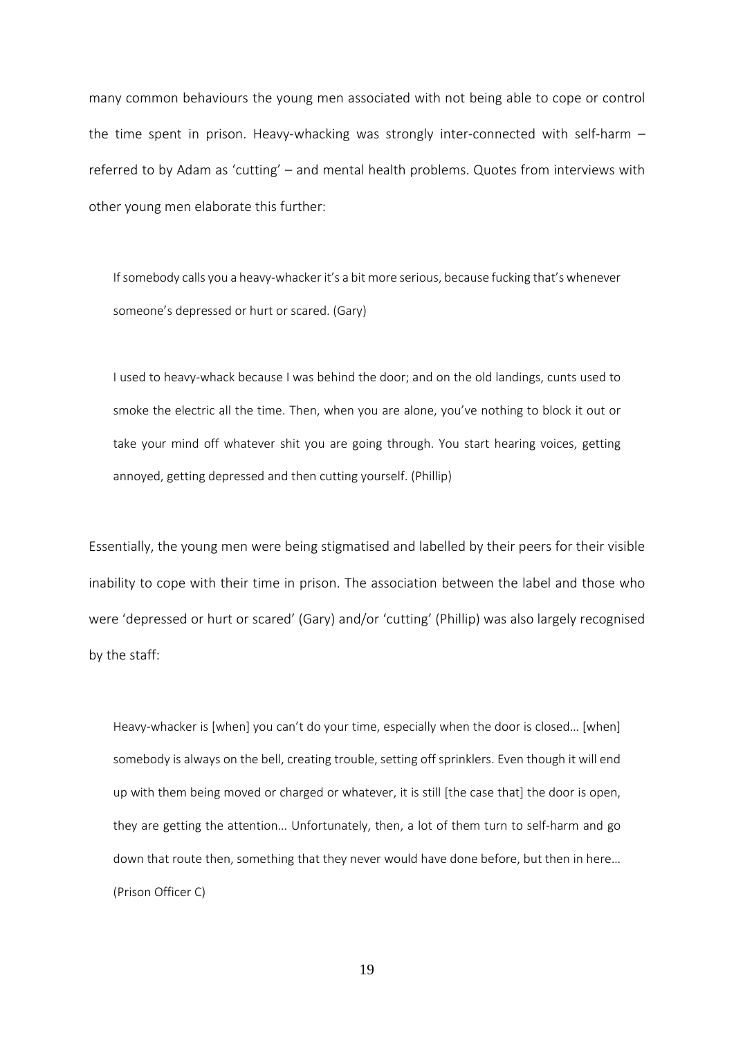many common behaviours the young men associated with not being able to cope or control the time spent in prison. Heavy-whacking was strongly inter-connected with self-harm – referred to by Adam as 'cutting' – and mental health problems. Quotes from interviews with other young men elaborate this further:

> If somebody calls you a heavy-whacker it's a bit more serious, because fucking that's whenever someone's depressed or hurt or scared. (Gary)

> I used to heavy-whack because I was behind the door; and on the old landings, cunts used to smoke the electric all the time. Then, when you are alone, you've nothing to block it out or take your mind off whatever shit you are going through. You start hearing voices, getting annoyed, getting depressed and then cutting yourself. (Phillip)

Essentially, the young men were being stigmatised and labelled by their peers for their visible inability to cope with their time in prison. The association between the label and those who were 'depressed or hurt or scared' (Gary) and/or 'cutting' (Phillip) was also largely recognised by the staff:

> Heavy-whacker is [when] you can't do your time, especially when the door is closed… [when] somebody is always on the bell, creating trouble, setting off sprinklers. Even though it will end up with them being moved or charged or whatever, it is still [the case that] the door is open, they are getting the attention… Unfortunately, then, a lot of them turn to self-harm and go down that route then, something that they never would have done before, but then in here… (Prison Officer C)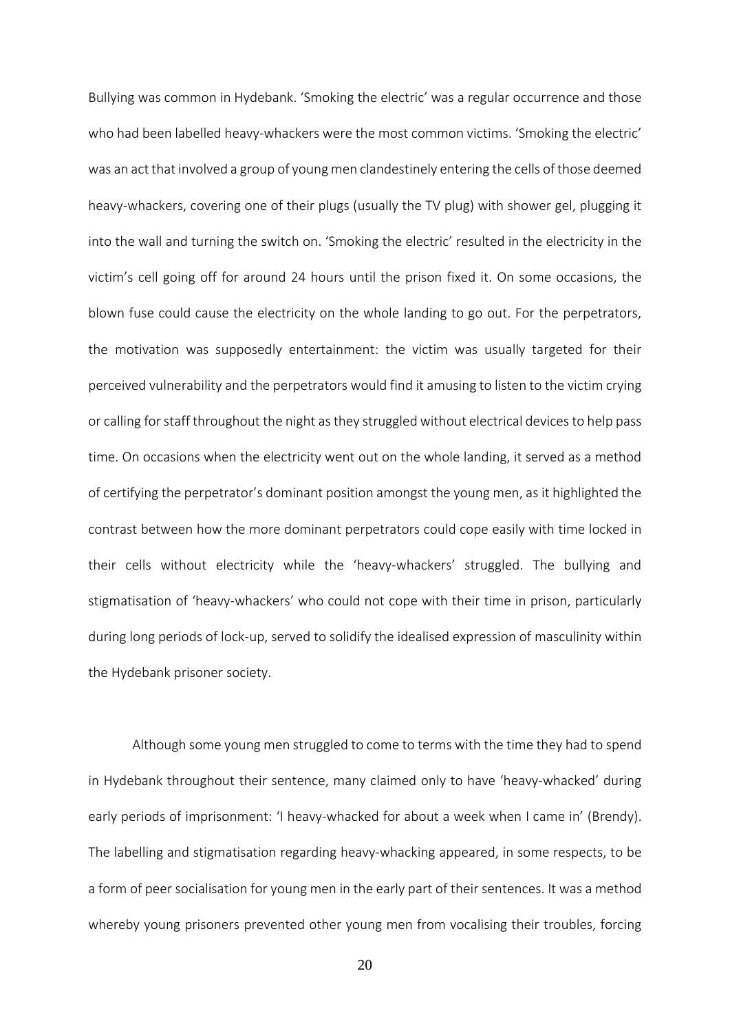Bullying was common in Hydebank. 'Smoking the electric' was a regular occurrence and those who had been labelled heavy-whackers were the most common victims. 'Smoking the electric' was an act that involved a group of young men clandestinely entering the cells of those deemed heavy-whackers, covering one of their plugs (usually the TV plug) with shower gel, plugging it into the wall and turning the switch on. 'Smoking the electric' resulted in the electricity in the victim's cell going off for around 24 hours until the prison fixed it. On some occasions, the blown fuse could cause the electricity on the whole landing to go out. For the perpetrators, the motivation was supposedly entertainment: the victim was usually targeted for their perceived vulnerability and the perpetrators would find it amusing to listen to the victim crying or calling for staff throughout the night as they struggled without electrical devices to help pass time. On occasions when the electricity went out on the whole landing, it served as a method of certifying the perpetrator's dominant position amongst the young men, as it highlighted the contrast between how the more dominant perpetrators could cope easily with time locked in their cells without electricity while the 'heavy-whackers' struggled. The bullying and stigmatisation of 'heavy-whackers' who could not cope with their time in prison, particularly during long periods of lock-up, served to solidify the idealised expression of masculinity within the Hydebank prisoner society.

Although some young men struggled to come to terms with the time they had to spend in Hydebank throughout their sentence, many claimed only to have 'heavy-whacked' during early periods of imprisonment: 'I heavy-whacked for about a week when I came in' (Brendy). The labelling and stigmatisation regarding heavy-whacking appeared, in some respects, to be a form of peer socialisation for young men in the early part of their sentences. It was a method whereby young prisoners prevented other young men from vocalising their troubles, forcing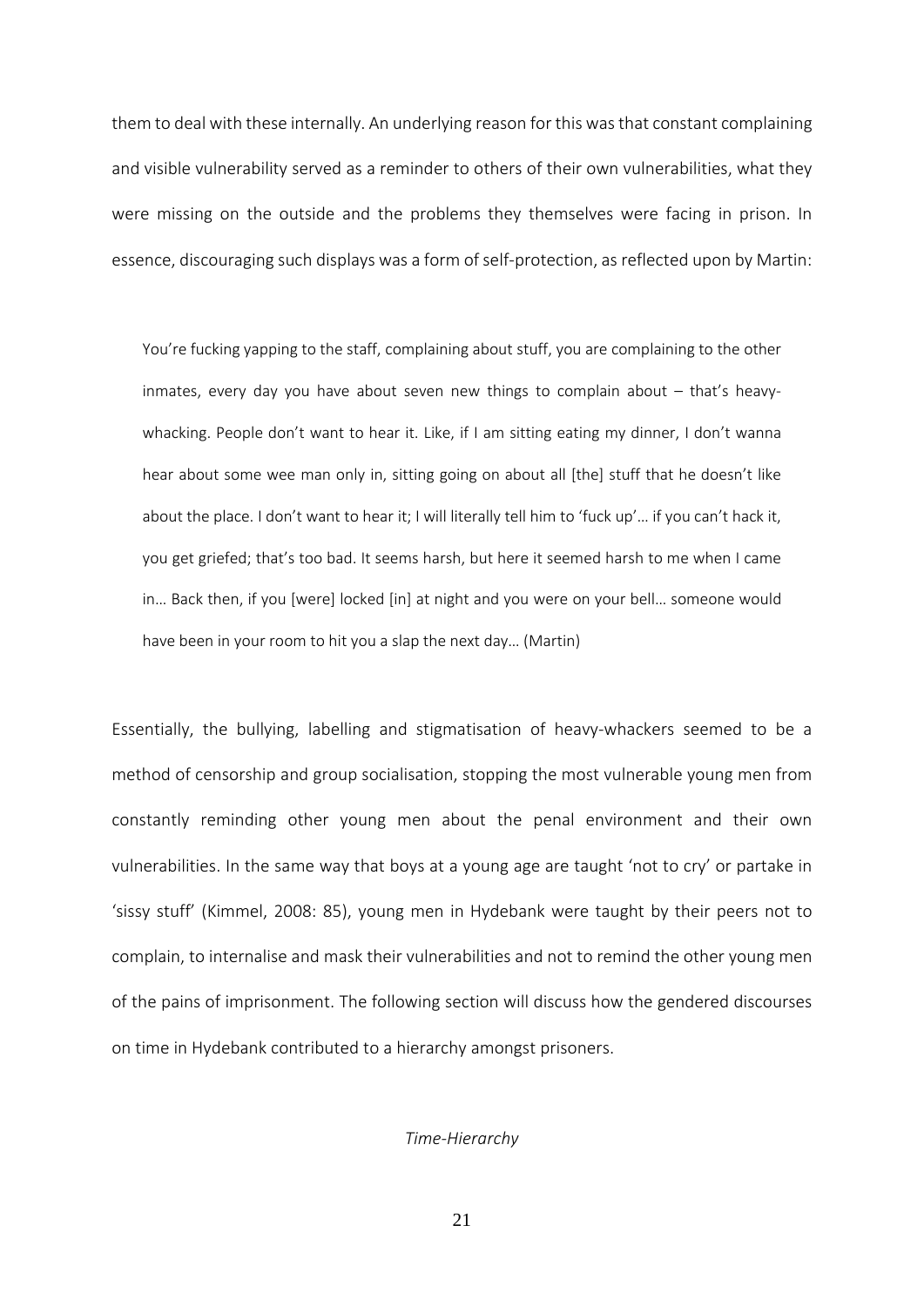them to deal with these internally. An underlying reason for this was that constant complaining and visible vulnerability served as a reminder to others of their own vulnerabilities, what they were missing on the outside and the problems they themselves were facing in prison. In essence, discouraging such displays was a form of self-protection, as reflected upon by Martin:

> You're fucking yapping to the staff, complaining about stuff, you are complaining to the other inmates, every day you have about seven new things to complain about – that's heavy-whacking. People don't want to hear it. Like, if I am sitting eating my dinner, I don't wanna hear about some wee man only in, sitting going on about all [the] stuff that he doesn't like about the place. I don't want to hear it; I will literally tell him to 'fuck up'… if you can't hack it, you get griefed; that's too bad. It seems harsh, but here it seemed harsh to me when I came in… Back then, if you [were] locked [in] at night and you were on your bell… someone would have been in your room to hit you a slap the next day… (Martin)

Essentially, the bullying, labelling and stigmatisation of heavy-whackers seemed to be a method of censorship and group socialisation, stopping the most vulnerable young men from constantly reminding other young men about the penal environment and their own vulnerabilities. In the same way that boys at a young age are taught 'not to cry' or partake in 'sissy stuff' (Kimmel, 2008: 85), young men in Hydebank were taught by their peers not to complain, to internalise and mask their vulnerabilities and not to remind the other young men of the pains of imprisonment. The following section will discuss how the gendered discourses on time in Hydebank contributed to a hierarchy amongst prisoners.

### *Time-Hierarchy*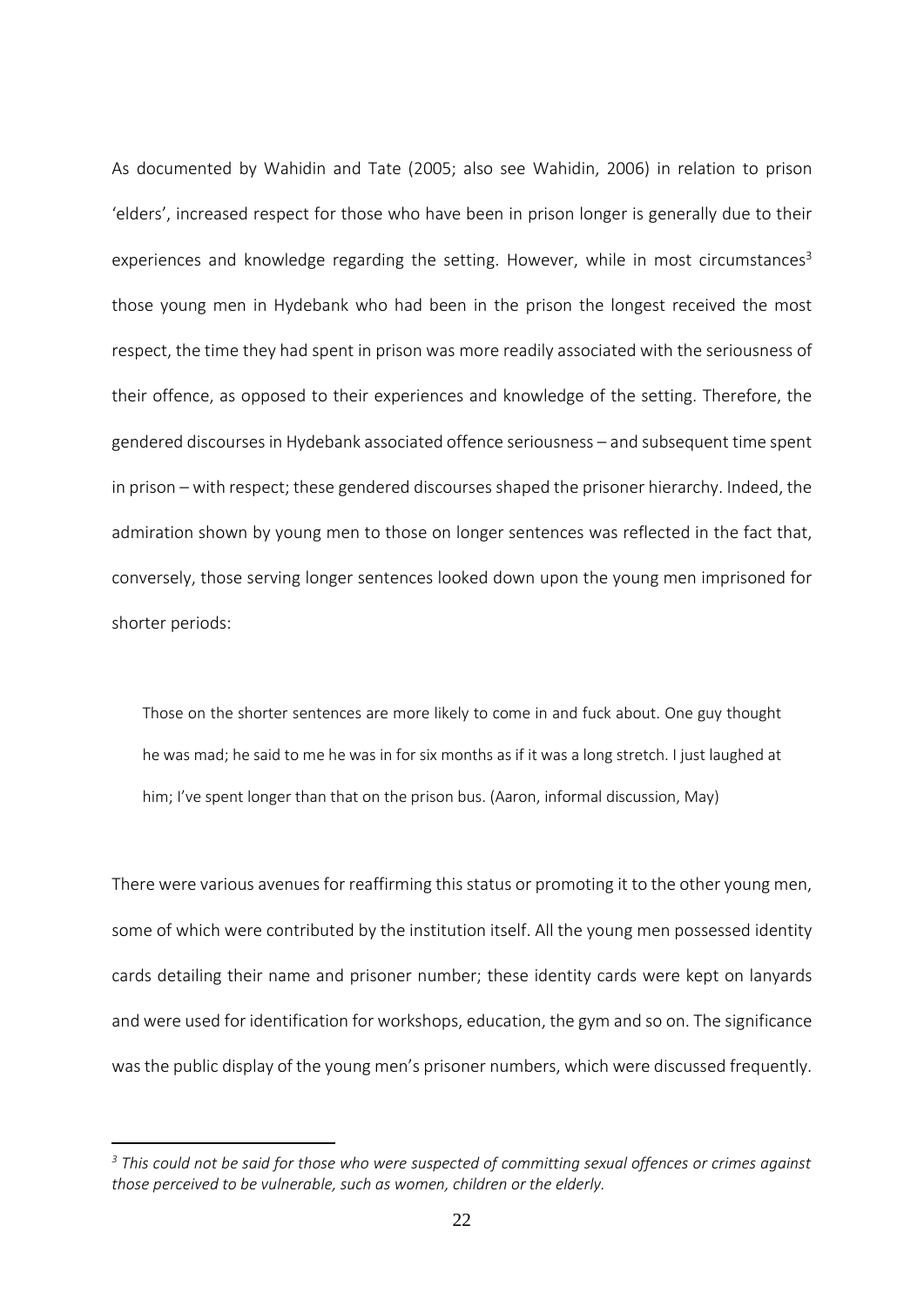As documented by Wahidin and Tate (2005; also see Wahidin, 2006) in relation to prison 'elders', increased respect for those who have been in prison longer is generally due to their experiences and knowledge regarding the setting. However, while in most circumstances[3] those young men in Hydebank who had been in the prison the longest received the most respect, the time they had spent in prison was more readily associated with the seriousness of their offence, as opposed to their experiences and knowledge of the setting. Therefore, the gendered discourses in Hydebank associated offence seriousness – and subsequent time spent in prison – with respect; these gendered discourses shaped the prisoner hierarchy. Indeed, the admiration shown by young men to those on longer sentences was reflected in the fact that, conversely, those serving longer sentences looked down upon the young men imprisoned for shorter periods:

> Those on the shorter sentences are more likely to come in and fuck about. One guy thought he was mad; he said to me he was in for six months as if it was a long stretch. I just laughed at him; I've spent longer than that on the prison bus. (Aaron, informal discussion, May)

There were various avenues for reaffirming this status or promoting it to the other young men, some of which were contributed by the institution itself. All the young men possessed identity cards detailing their name and prisoner number; these identity cards were kept on lanyards and were used for identification for workshops, education, the gym and so on. The significance was the public display of the young men's prisoner numbers, which were discussed frequently.

---

[3] *This could not be said for those who were suspected of committing sexual offences or crimes against those perceived to be vulnerable, such as women, children or the elderly.*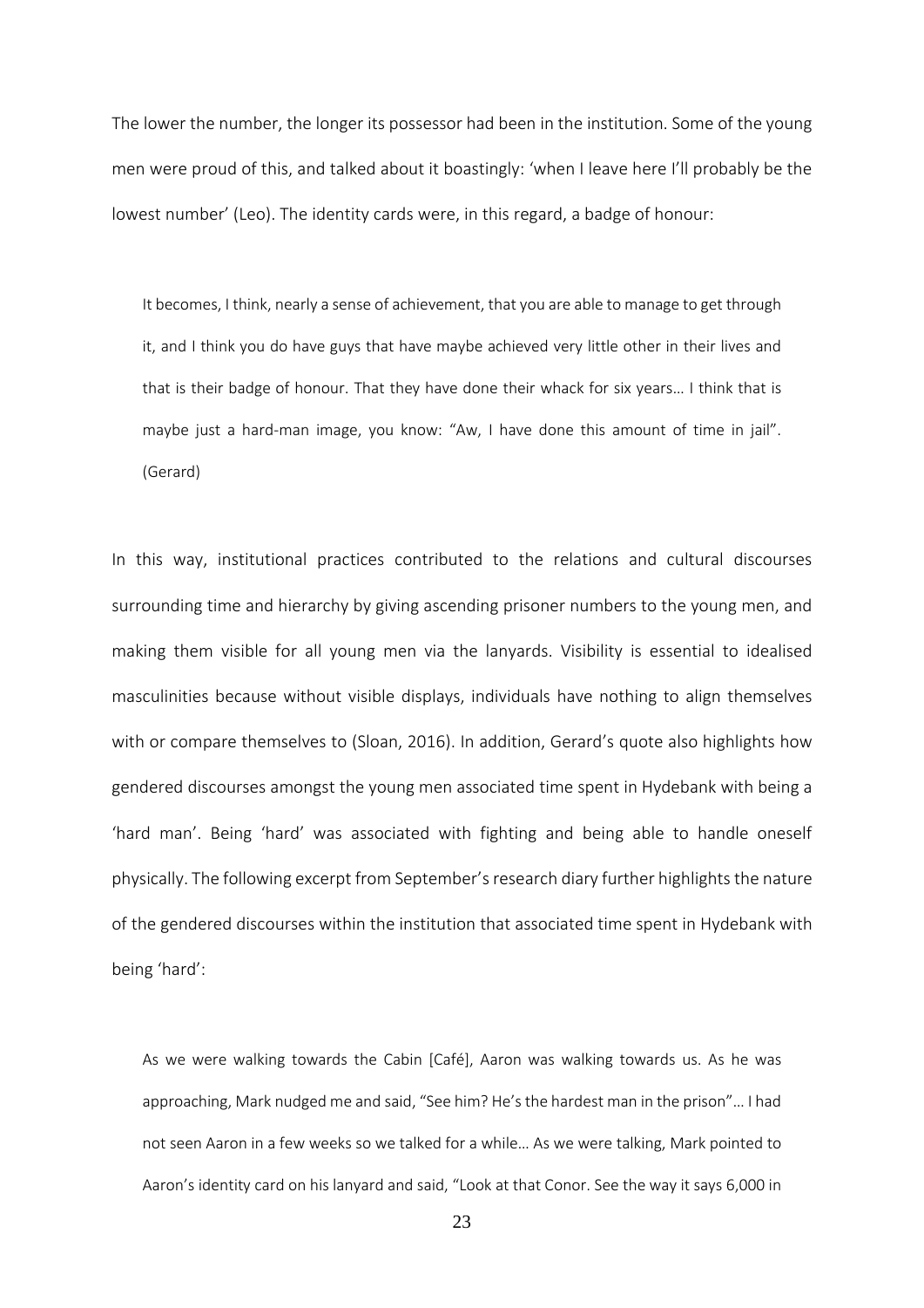The lower the number, the longer its possessor had been in the institution. Some of the young men were proud of this, and talked about it boastingly: 'when I leave here I'll probably be the lowest number' (Leo). The identity cards were, in this regard, a badge of honour:

> It becomes, I think, nearly a sense of achievement, that you are able to manage to get through it, and I think you do have guys that have maybe achieved very little other in their lives and that is their badge of honour. That they have done their whack for six years… I think that is maybe just a hard-man image, you know: "Aw, I have done this amount of time in jail". (Gerard)

In this way, institutional practices contributed to the relations and cultural discourses surrounding time and hierarchy by giving ascending prisoner numbers to the young men, and making them visible for all young men via the lanyards. Visibility is essential to idealised masculinities because without visible displays, individuals have nothing to align themselves with or compare themselves to (Sloan, 2016). In addition, Gerard's quote also highlights how gendered discourses amongst the young men associated time spent in Hydebank with being a 'hard man'. Being 'hard' was associated with fighting and being able to handle oneself physically. The following excerpt from September's research diary further highlights the nature of the gendered discourses within the institution that associated time spent in Hydebank with being 'hard':

> As we were walking towards the Cabin [Café], Aaron was walking towards us. As he was approaching, Mark nudged me and said, "See him? He's the hardest man in the prison"… I had not seen Aaron in a few weeks so we talked for a while… As we were talking, Mark pointed to Aaron's identity card on his lanyard and said, "Look at that Conor. See the way it says 6,000 in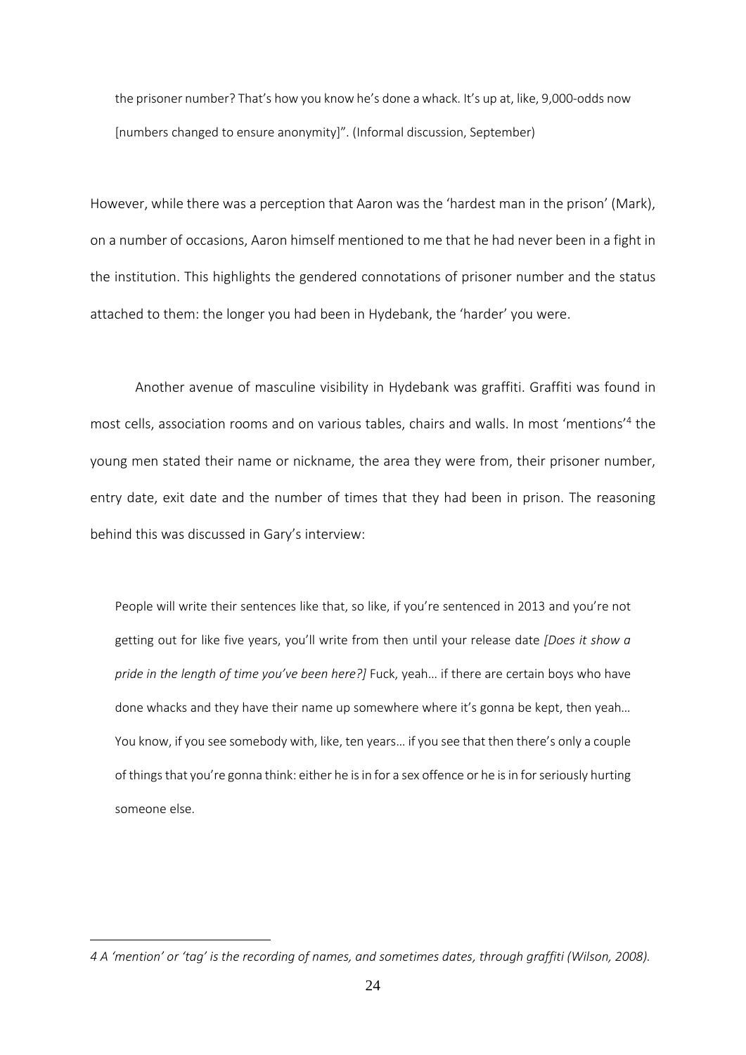the prisoner number? That's how you know he's done a whack. It's up at, like, 9,000-odds now [numbers changed to ensure anonymity]". (Informal discussion, September)

However, while there was a perception that Aaron was the 'hardest man in the prison' (Mark), on a number of occasions, Aaron himself mentioned to me that he had never been in a fight in the institution. This highlights the gendered connotations of prisoner number and the status attached to them: the longer you had been in Hydebank, the 'harder' you were.

Another avenue of masculine visibility in Hydebank was graffiti. Graffiti was found in most cells, association rooms and on various tables, chairs and walls. In most 'mentions'[4] the young men stated their name or nickname, the area they were from, their prisoner number, entry date, exit date and the number of times that they had been in prison. The reasoning behind this was discussed in Gary's interview:

> People will write their sentences like that, so like, if you're sentenced in 2013 and you're not getting out for like five years, you'll write from then until your release date *[Does it show a pride in the length of time you've been here?]* Fuck, yeah… if there are certain boys who have done whacks and they have their name up somewhere where it's gonna be kept, then yeah… You know, if you see somebody with, like, ten years… if you see that then there's only a couple of things that you're gonna think: either he is in for a sex offence or he is in for seriously hurting someone else.

---

*4 A 'mention' or 'tag' is the recording of names, and sometimes dates, through graffiti (Wilson, 2008).*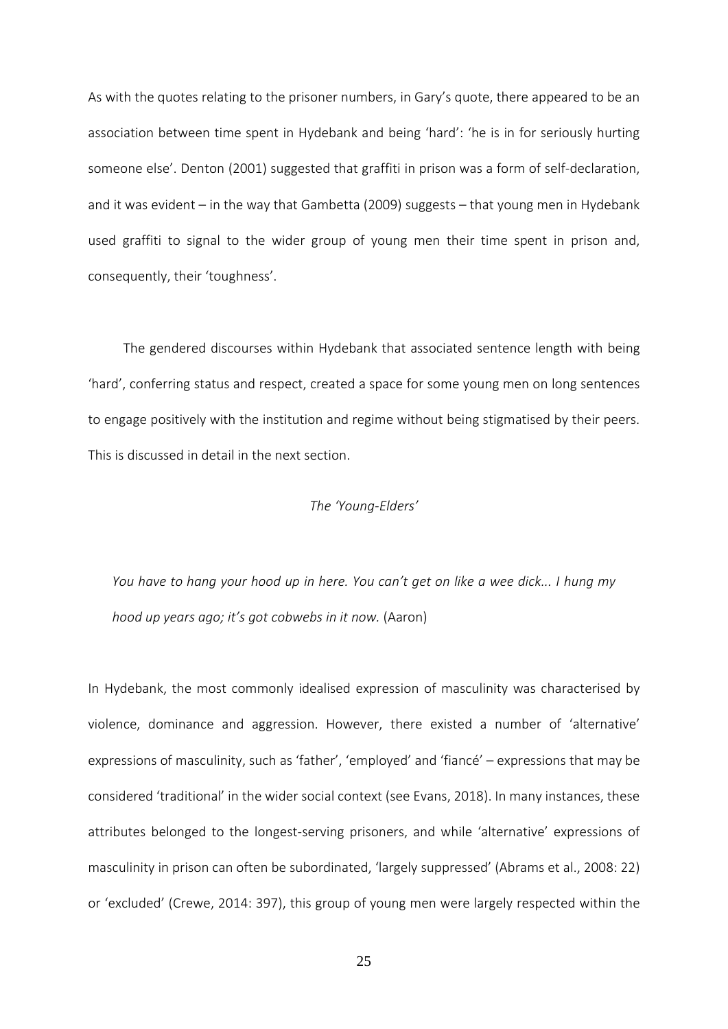As with the quotes relating to the prisoner numbers, in Gary's quote, there appeared to be an association between time spent in Hydebank and being 'hard': 'he is in for seriously hurting someone else'. Denton (2001) suggested that graffiti in prison was a form of self-declaration, and it was evident – in the way that Gambetta (2009) suggests – that young men in Hydebank used graffiti to signal to the wider group of young men their time spent in prison and, consequently, their 'toughness'.

The gendered discourses within Hydebank that associated sentence length with being 'hard', conferring status and respect, created a space for some young men on long sentences to engage positively with the institution and regime without being stigmatised by their peers. This is discussed in detail in the next section.

### *The 'Young-Elders'*

> *You have to hang your hood up in here. You can't get on like a wee dick... I hung my hood up years ago; it's got cobwebs in it now.* (Aaron)

In Hydebank, the most commonly idealised expression of masculinity was characterised by violence, dominance and aggression. However, there existed a number of 'alternative' expressions of masculinity, such as 'father', 'employed' and 'fiancé' – expressions that may be considered 'traditional' in the wider social context (see Evans, 2018). In many instances, these attributes belonged to the longest-serving prisoners, and while 'alternative' expressions of masculinity in prison can often be subordinated, 'largely suppressed' (Abrams et al., 2008: 22) or 'excluded' (Crewe, 2014: 397), this group of young men were largely respected within the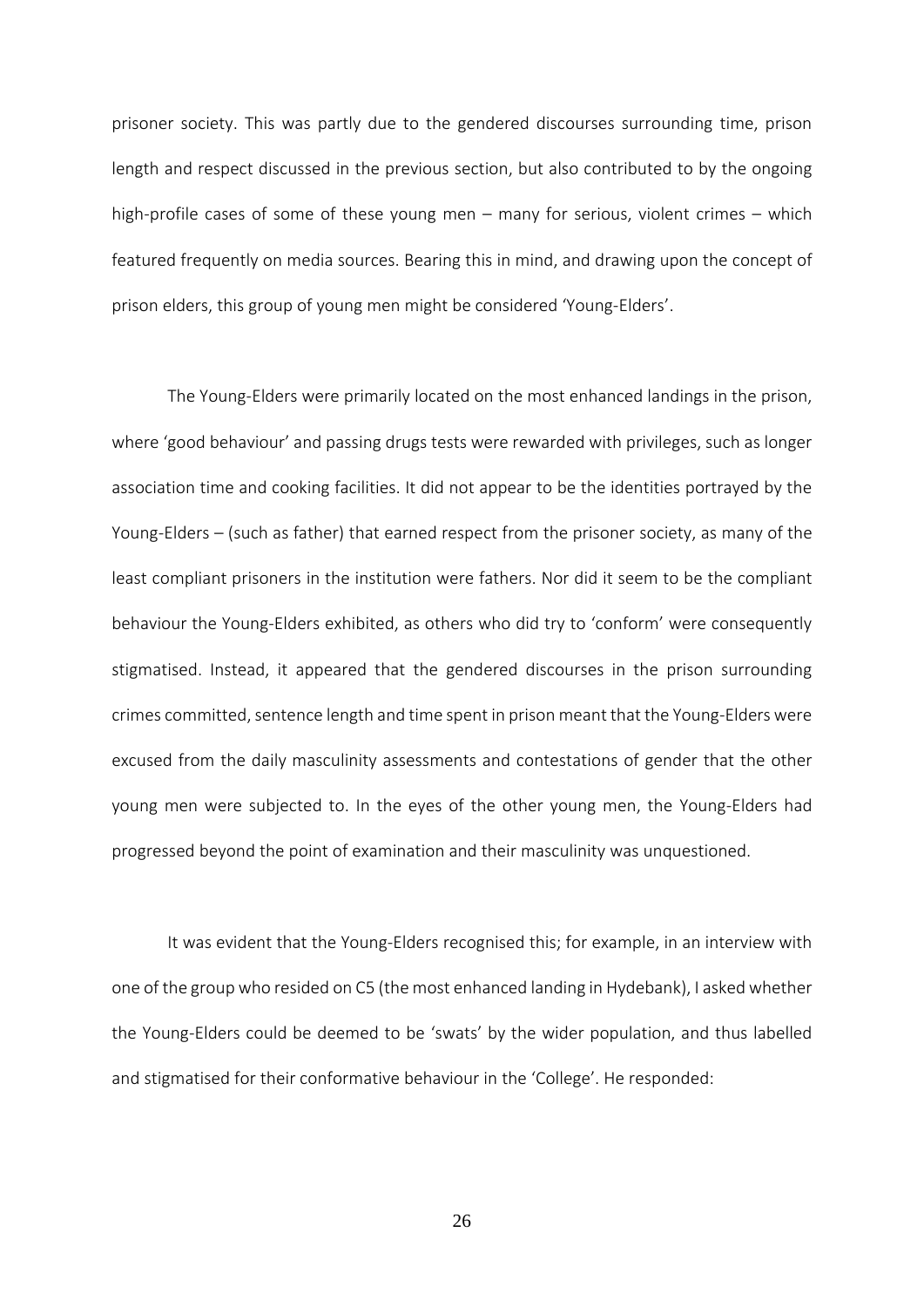prisoner society. This was partly due to the gendered discourses surrounding time, prison length and respect discussed in the previous section, but also contributed to by the ongoing high-profile cases of some of these young men – many for serious, violent crimes – which featured frequently on media sources. Bearing this in mind, and drawing upon the concept of prison elders, this group of young men might be considered 'Young-Elders'.

The Young-Elders were primarily located on the most enhanced landings in the prison, where 'good behaviour' and passing drugs tests were rewarded with privileges, such as longer association time and cooking facilities. It did not appear to be the identities portrayed by the Young-Elders – (such as father) that earned respect from the prisoner society, as many of the least compliant prisoners in the institution were fathers. Nor did it seem to be the compliant behaviour the Young-Elders exhibited, as others who did try to 'conform' were consequently stigmatised. Instead, it appeared that the gendered discourses in the prison surrounding crimes committed, sentence length and time spent in prison meant that the Young-Elders were excused from the daily masculinity assessments and contestations of gender that the other young men were subjected to. In the eyes of the other young men, the Young-Elders had progressed beyond the point of examination and their masculinity was unquestioned.

It was evident that the Young-Elders recognised this; for example, in an interview with one of the group who resided on C5 (the most enhanced landing in Hydebank), I asked whether the Young-Elders could be deemed to be 'swats' by the wider population, and thus labelled and stigmatised for their conformative behaviour in the 'College'. He responded: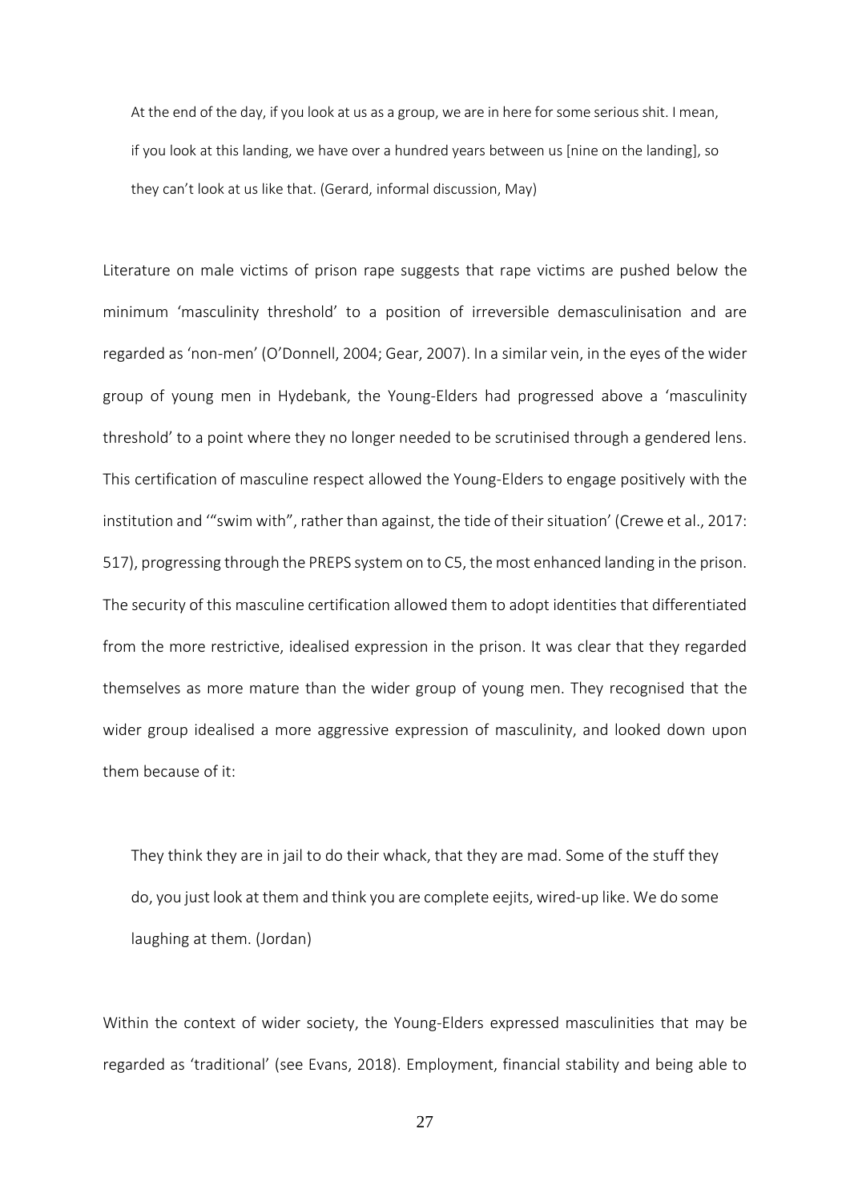> At the end of the day, if you look at us as a group, we are in here for some serious shit. I mean, if you look at this landing, we have over a hundred years between us [nine on the landing], so they can't look at us like that. (Gerard, informal discussion, May)

Literature on male victims of prison rape suggests that rape victims are pushed below the minimum 'masculinity threshold' to a position of irreversible demasculinisation and are regarded as 'non-men' (O'Donnell, 2004; Gear, 2007). In a similar vein, in the eyes of the wider group of young men in Hydebank, the Young-Elders had progressed above a 'masculinity threshold' to a point where they no longer needed to be scrutinised through a gendered lens. This certification of masculine respect allowed the Young-Elders to engage positively with the institution and '"swim with", rather than against, the tide of their situation' (Crewe et al., 2017: 517), progressing through the PREPS system on to C5, the most enhanced landing in the prison. The security of this masculine certification allowed them to adopt identities that differentiated from the more restrictive, idealised expression in the prison. It was clear that they regarded themselves as more mature than the wider group of young men. They recognised that the wider group idealised a more aggressive expression of masculinity, and looked down upon them because of it:

> They think they are in jail to do their whack, that they are mad. Some of the stuff they do, you just look at them and think you are complete eejits, wired-up like. We do some laughing at them. (Jordan)

Within the context of wider society, the Young-Elders expressed masculinities that may be regarded as 'traditional' (see Evans, 2018). Employment, financial stability and being able to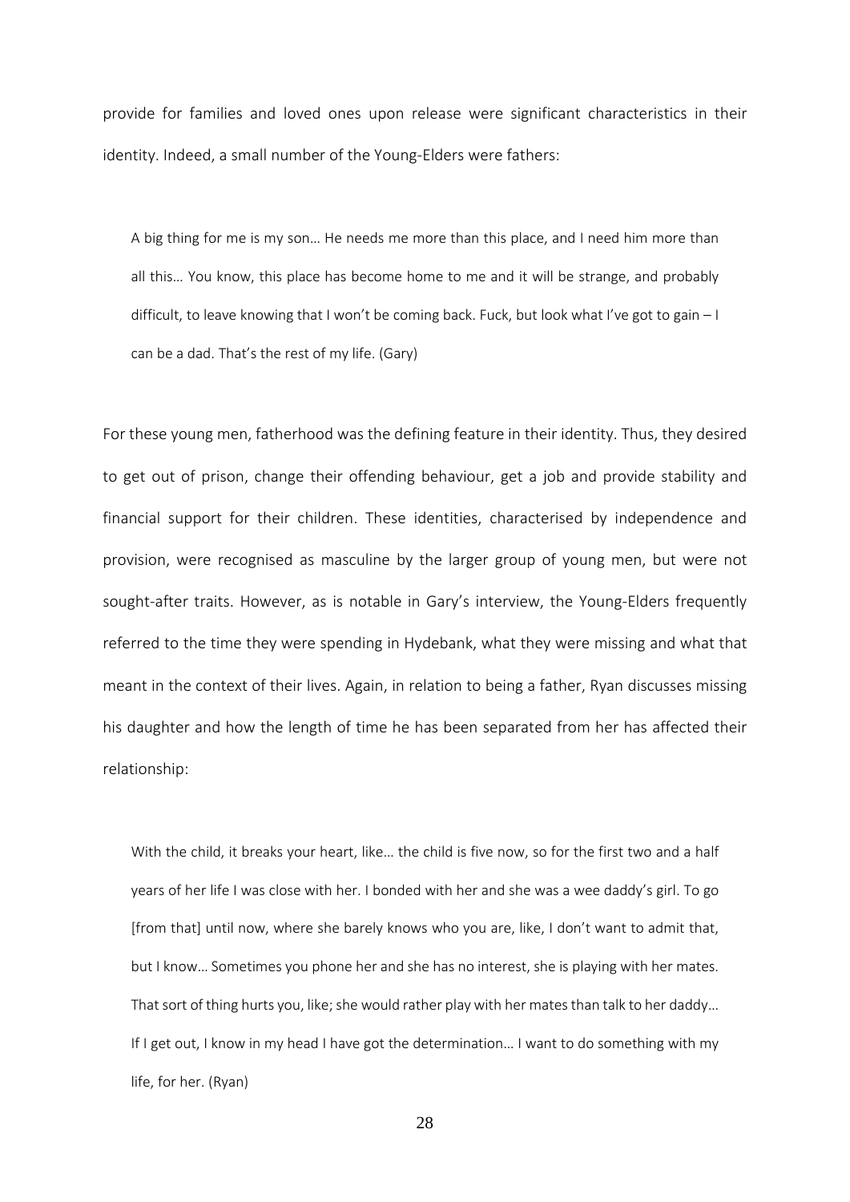provide for families and loved ones upon release were significant characteristics in their identity. Indeed, a small number of the Young-Elders were fathers:

> A big thing for me is my son… He needs me more than this place, and I need him more than all this… You know, this place has become home to me and it will be strange, and probably difficult, to leave knowing that I won't be coming back. Fuck, but look what I've got to gain – I can be a dad. That's the rest of my life. (Gary)

For these young men, fatherhood was the defining feature in their identity. Thus, they desired to get out of prison, change their offending behaviour, get a job and provide stability and financial support for their children. These identities, characterised by independence and provision, were recognised as masculine by the larger group of young men, but were not sought-after traits. However, as is notable in Gary's interview, the Young-Elders frequently referred to the time they were spending in Hydebank, what they were missing and what that meant in the context of their lives. Again, in relation to being a father, Ryan discusses missing his daughter and how the length of time he has been separated from her has affected their relationship:

> With the child, it breaks your heart, like… the child is five now, so for the first two and a half years of her life I was close with her. I bonded with her and she was a wee daddy's girl. To go [from that] until now, where she barely knows who you are, like, I don't want to admit that, but I know… Sometimes you phone her and she has no interest, she is playing with her mates. That sort of thing hurts you, like; she would rather play with her mates than talk to her daddy… If I get out, I know in my head I have got the determination… I want to do something with my life, for her. (Ryan)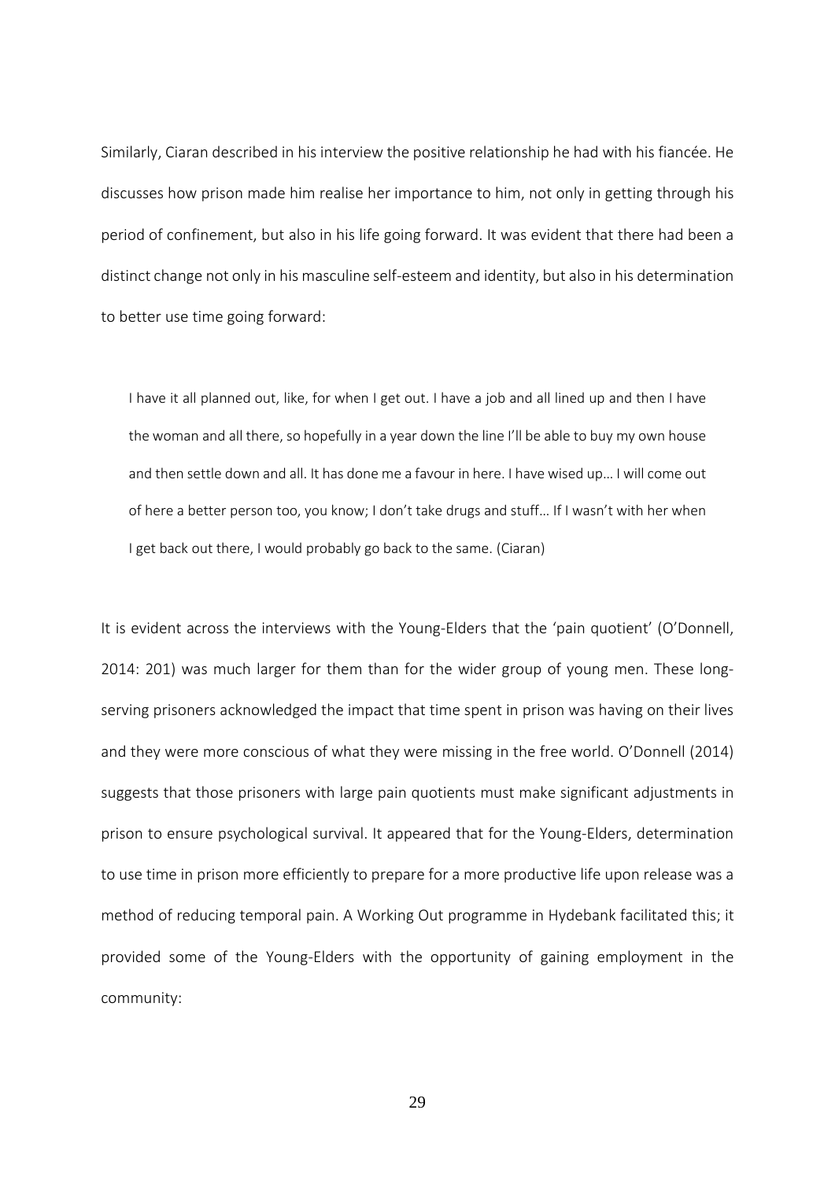Similarly, Ciaran described in his interview the positive relationship he had with his fiancée. He discusses how prison made him realise her importance to him, not only in getting through his period of confinement, but also in his life going forward. It was evident that there had been a distinct change not only in his masculine self-esteem and identity, but also in his determination to better use time going forward:

> I have it all planned out, like, for when I get out. I have a job and all lined up and then I have the woman and all there, so hopefully in a year down the line I'll be able to buy my own house and then settle down and all. It has done me a favour in here. I have wised up… I will come out of here a better person too, you know; I don't take drugs and stuff… If I wasn't with her when I get back out there, I would probably go back to the same. (Ciaran)

It is evident across the interviews with the Young-Elders that the 'pain quotient' (O'Donnell, 2014: 201) was much larger for them than for the wider group of young men. These long-serving prisoners acknowledged the impact that time spent in prison was having on their lives and they were more conscious of what they were missing in the free world. O'Donnell (2014) suggests that those prisoners with large pain quotients must make significant adjustments in prison to ensure psychological survival. It appeared that for the Young-Elders, determination to use time in prison more efficiently to prepare for a more productive life upon release was a method of reducing temporal pain. A Working Out programme in Hydebank facilitated this; it provided some of the Young-Elders with the opportunity of gaining employment in the community: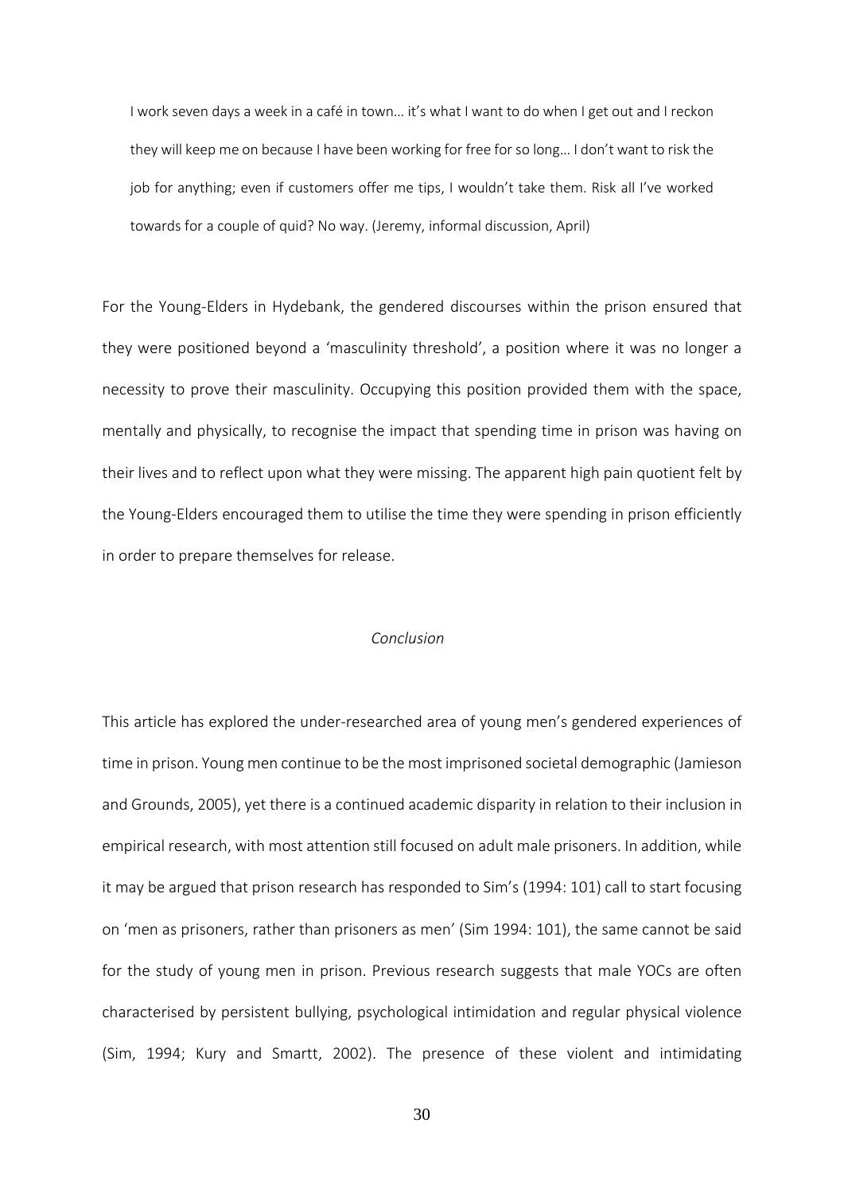> I work seven days a week in a café in town… it's what I want to do when I get out and I reckon they will keep me on because I have been working for free for so long… I don't want to risk the job for anything; even if customers offer me tips, I wouldn't take them. Risk all I've worked towards for a couple of quid? No way. (Jeremy, informal discussion, April)

For the Young-Elders in Hydebank, the gendered discourses within the prison ensured that they were positioned beyond a 'masculinity threshold', a position where it was no longer a necessity to prove their masculinity. Occupying this position provided them with the space, mentally and physically, to recognise the impact that spending time in prison was having on their lives and to reflect upon what they were missing. The apparent high pain quotient felt by the Young-Elders encouraged them to utilise the time they were spending in prison efficiently in order to prepare themselves for release.

## *Conclusion*

This article has explored the under-researched area of young men's gendered experiences of time in prison. Young men continue to be the most imprisoned societal demographic (Jamieson and Grounds, 2005), yet there is a continued academic disparity in relation to their inclusion in empirical research, with most attention still focused on adult male prisoners. In addition, while it may be argued that prison research has responded to Sim's (1994: 101) call to start focusing on 'men as prisoners, rather than prisoners as men' (Sim 1994: 101), the same cannot be said for the study of young men in prison. Previous research suggests that male YOCs are often characterised by persistent bullying, psychological intimidation and regular physical violence (Sim, 1994; Kury and Smartt, 2002). The presence of these violent and intimidating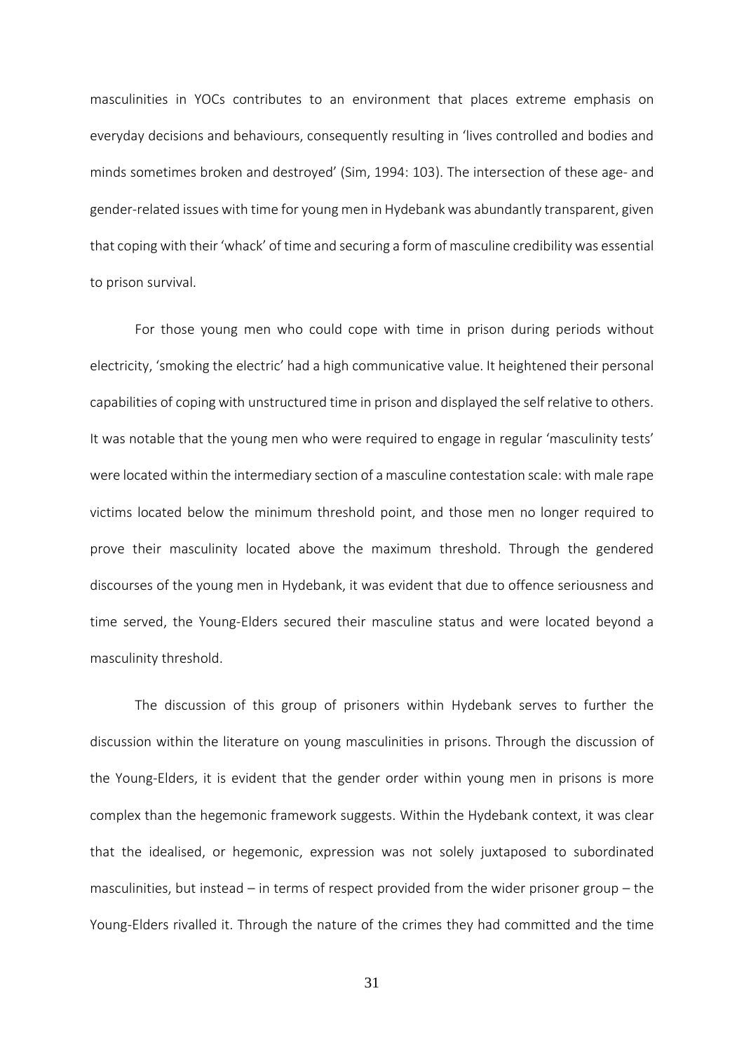masculinities in YOCs contributes to an environment that places extreme emphasis on everyday decisions and behaviours, consequently resulting in 'lives controlled and bodies and minds sometimes broken and destroyed' (Sim, 1994: 103). The intersection of these age- and gender-related issues with time for young men in Hydebank was abundantly transparent, given that coping with their 'whack' of time and securing a form of masculine credibility was essential to prison survival.

For those young men who could cope with time in prison during periods without electricity, 'smoking the electric' had a high communicative value. It heightened their personal capabilities of coping with unstructured time in prison and displayed the self relative to others. It was notable that the young men who were required to engage in regular 'masculinity tests' were located within the intermediary section of a masculine contestation scale: with male rape victims located below the minimum threshold point, and those men no longer required to prove their masculinity located above the maximum threshold. Through the gendered discourses of the young men in Hydebank, it was evident that due to offence seriousness and time served, the Young-Elders secured their masculine status and were located beyond a masculinity threshold.

The discussion of this group of prisoners within Hydebank serves to further the discussion within the literature on young masculinities in prisons. Through the discussion of the Young-Elders, it is evident that the gender order within young men in prisons is more complex than the hegemonic framework suggests. Within the Hydebank context, it was clear that the idealised, or hegemonic, expression was not solely juxtaposed to subordinated masculinities, but instead – in terms of respect provided from the wider prisoner group – the Young-Elders rivalled it. Through the nature of the crimes they had committed and the time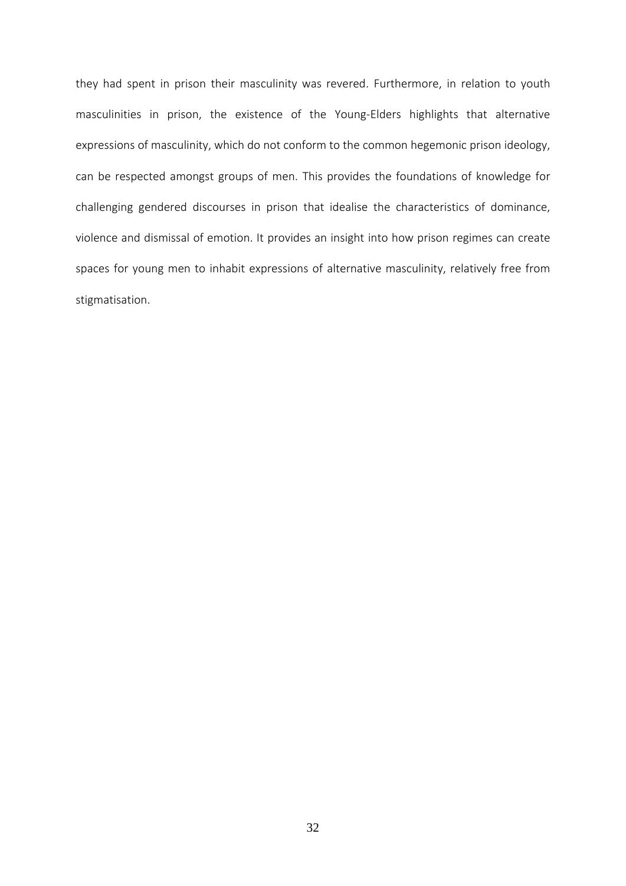they had spent in prison their masculinity was revered. Furthermore, in relation to youth masculinities in prison, the existence of the Young-Elders highlights that alternative expressions of masculinity, which do not conform to the common hegemonic prison ideology, can be respected amongst groups of men. This provides the foundations of knowledge for challenging gendered discourses in prison that idealise the characteristics of dominance, violence and dismissal of emotion. It provides an insight into how prison regimes can create spaces for young men to inhabit expressions of alternative masculinity, relatively free from stigmatisation.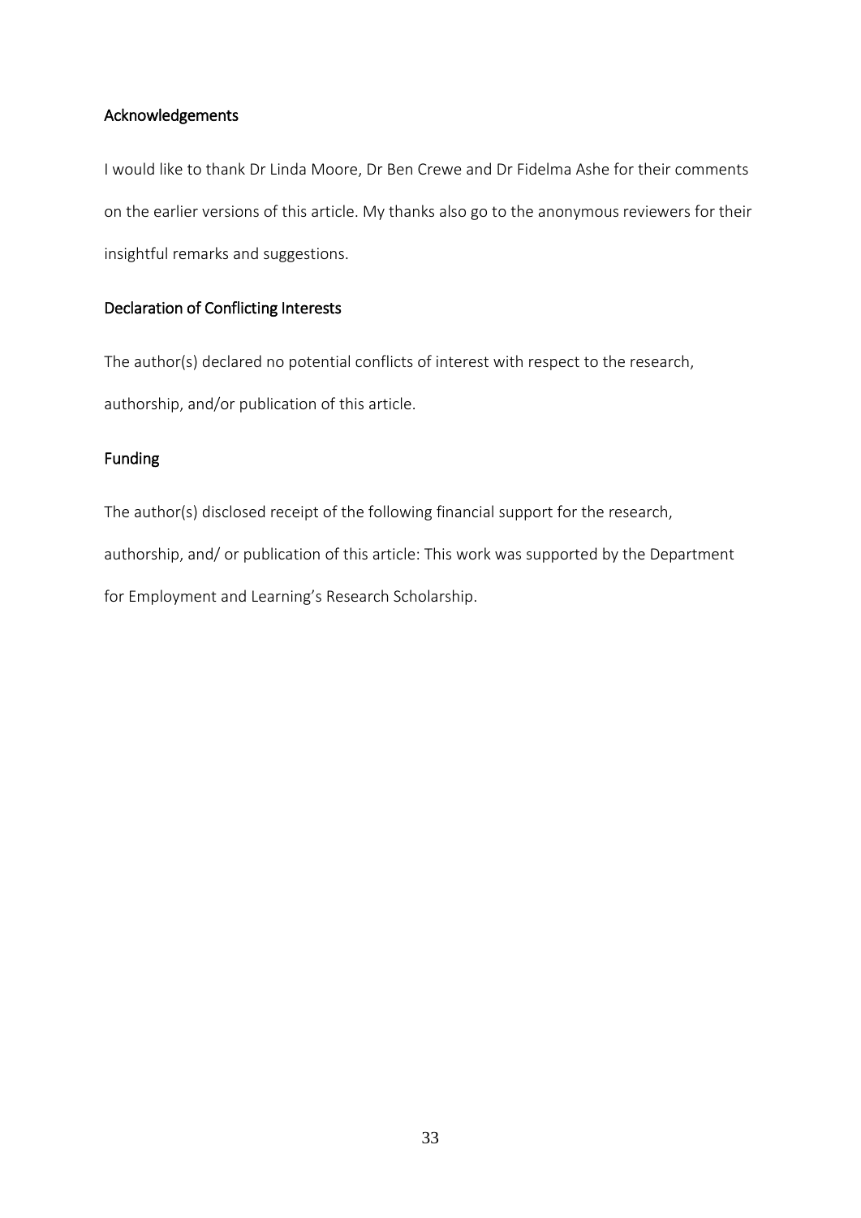## Acknowledgements

I would like to thank Dr Linda Moore, Dr Ben Crewe and Dr Fidelma Ashe for their comments on the earlier versions of this article. My thanks also go to the anonymous reviewers for their insightful remarks and suggestions.

## Declaration of Conflicting Interests

The author(s) declared no potential conflicts of interest with respect to the research, authorship, and/or publication of this article.

## Funding

The author(s) disclosed receipt of the following financial support for the research, authorship, and/ or publication of this article: This work was supported by the Department for Employment and Learning's Research Scholarship.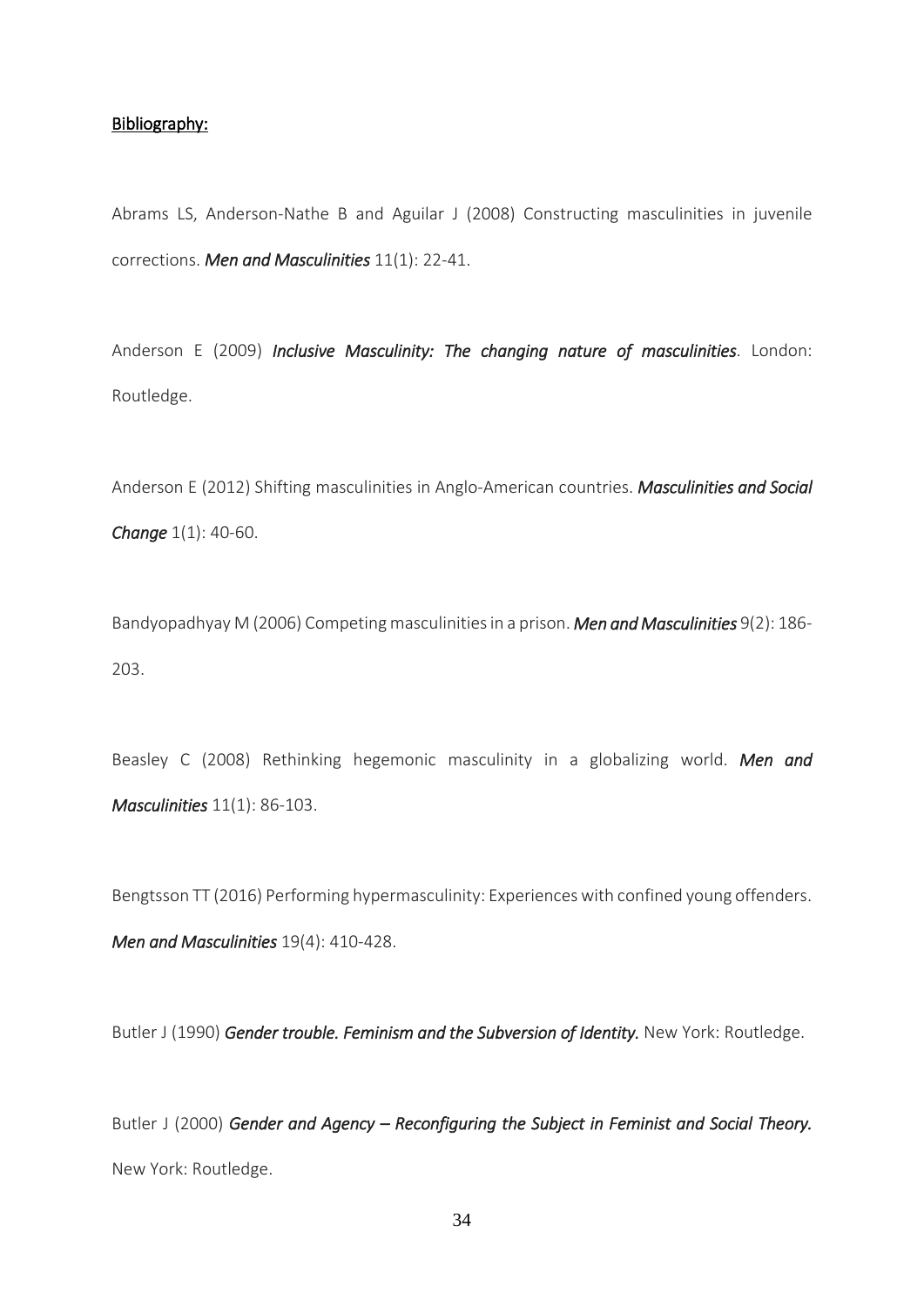## Bibliography:

Abrams LS, Anderson-Nathe B and Aguilar J (2008) Constructing masculinities in juvenile corrections. ***Men and Masculinities*** 11(1): 22-41.

Anderson E (2009) ***Inclusive Masculinity: The changing nature of masculinities***. London: Routledge.

Anderson E (2012) Shifting masculinities in Anglo-American countries. ***Masculinities and Social Change*** 1(1): 40-60.

Bandyopadhyay M (2006) Competing masculinities in a prison. ***Men and Masculinities*** 9(2): 186-203.

Beasley C (2008) Rethinking hegemonic masculinity in a globalizing world. ***Men and Masculinities*** 11(1): 86-103.

Bengtsson TT (2016) Performing hypermasculinity: Experiences with confined young offenders. ***Men and Masculinities*** 19(4): 410-428.

Butler J (1990) ***Gender trouble. Feminism and the Subversion of Identity.*** New York: Routledge.

Butler J (2000) ***Gender and Agency – Reconfiguring the Subject in Feminist and Social Theory.*** New York: Routledge.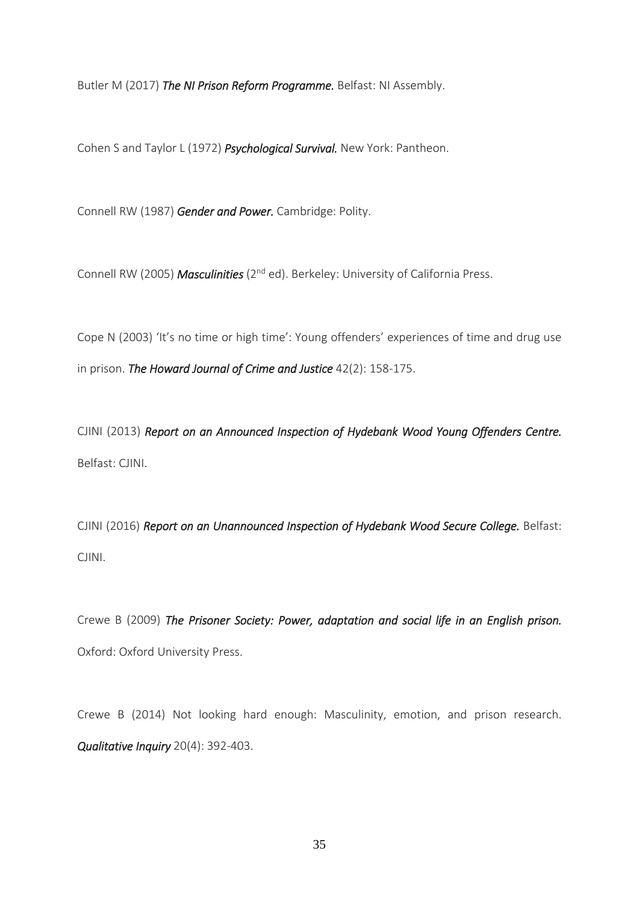Butler M (2017) ***The NI Prison Reform Programme.*** Belfast: NI Assembly.

Cohen S and Taylor L (1972) ***Psychological Survival.*** New York: Pantheon.

Connell RW (1987) ***Gender and Power.*** Cambridge: Polity.

Connell RW (2005) ***Masculinities*** (2nd ed). Berkeley: University of California Press.

Cope N (2003) 'It's no time or high time': Young offenders' experiences of time and drug use in prison. ***The Howard Journal of Crime and Justice*** 42(2): 158-175.

CJINI (2013) ***Report on an Announced Inspection of Hydebank Wood Young Offenders Centre.*** Belfast: CJINI.

CJINI (2016) ***Report on an Unannounced Inspection of Hydebank Wood Secure College.*** Belfast: CJINI.

Crewe B (2009) ***The Prisoner Society: Power, adaptation and social life in an English prison.*** Oxford: Oxford University Press.

Crewe B (2014) Not looking hard enough: Masculinity, emotion, and prison research. ***Qualitative Inquiry*** 20(4): 392-403.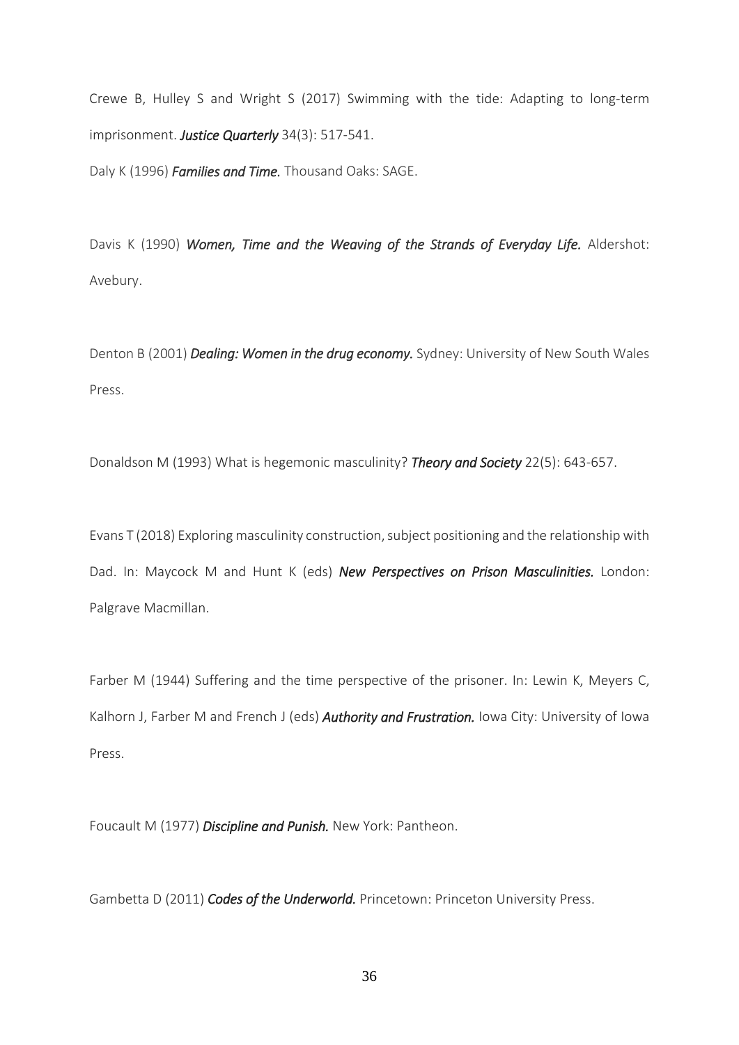Crewe B, Hulley S and Wright S (2017) Swimming with the tide: Adapting to long-term imprisonment. ***Justice Quarterly*** 34(3): 517-541.

Daly K (1996) ***Families and Time.*** Thousand Oaks: SAGE.

Davis K (1990) ***Women, Time and the Weaving of the Strands of Everyday Life.*** Aldershot: Avebury.

Denton B (2001) ***Dealing: Women in the drug economy.*** Sydney: University of New South Wales Press.

Donaldson M (1993) What is hegemonic masculinity? ***Theory and Society*** 22(5): 643-657.

Evans T (2018) Exploring masculinity construction, subject positioning and the relationship with Dad. In: Maycock M and Hunt K (eds) ***New Perspectives on Prison Masculinities.*** London: Palgrave Macmillan.

Farber M (1944) Suffering and the time perspective of the prisoner. In: Lewin K, Meyers C, Kalhorn J, Farber M and French J (eds) ***Authority and Frustration.*** Iowa City: University of Iowa Press.

Foucault M (1977) ***Discipline and Punish.*** New York: Pantheon.

Gambetta D (2011) ***Codes of the Underworld.*** Princetown: Princeton University Press.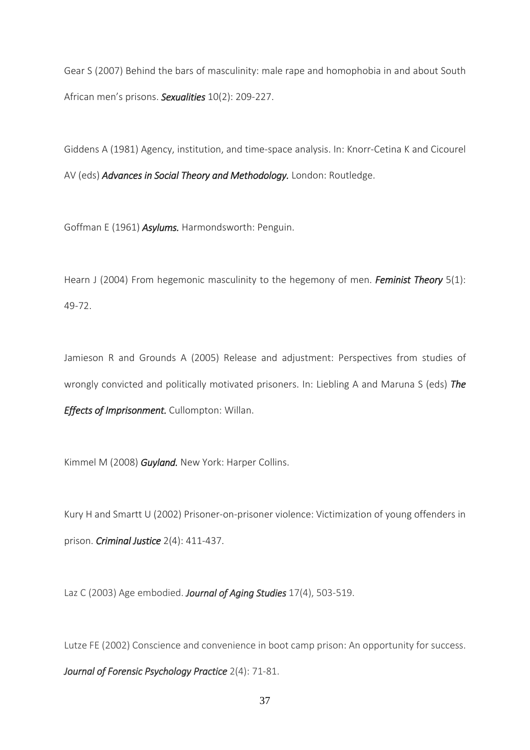Gear S (2007) Behind the bars of masculinity: male rape and homophobia in and about South African men's prisons. ***Sexualities*** 10(2): 209-227.

Giddens A (1981) Agency, institution, and time-space analysis. In: Knorr-Cetina K and Cicourel AV (eds) ***Advances in Social Theory and Methodology.*** London: Routledge.

Goffman E (1961) ***Asylums.*** Harmondsworth: Penguin.

Hearn J (2004) From hegemonic masculinity to the hegemony of men. ***Feminist Theory*** 5(1): 49-72.

Jamieson R and Grounds A (2005) Release and adjustment: Perspectives from studies of wrongly convicted and politically motivated prisoners. In: Liebling A and Maruna S (eds) ***The Effects of Imprisonment.*** Cullompton: Willan.

Kimmel M (2008) ***Guyland.*** New York: Harper Collins.

Kury H and Smartt U (2002) Prisoner-on-prisoner violence: Victimization of young offenders in prison. ***Criminal Justice*** 2(4): 411-437.

Laz C (2003) Age embodied. ***Journal of Aging Studies*** 17(4), 503-519.

Lutze FE (2002) Conscience and convenience in boot camp prison: An opportunity for success. ***Journal of Forensic Psychology Practice*** 2(4): 71-81.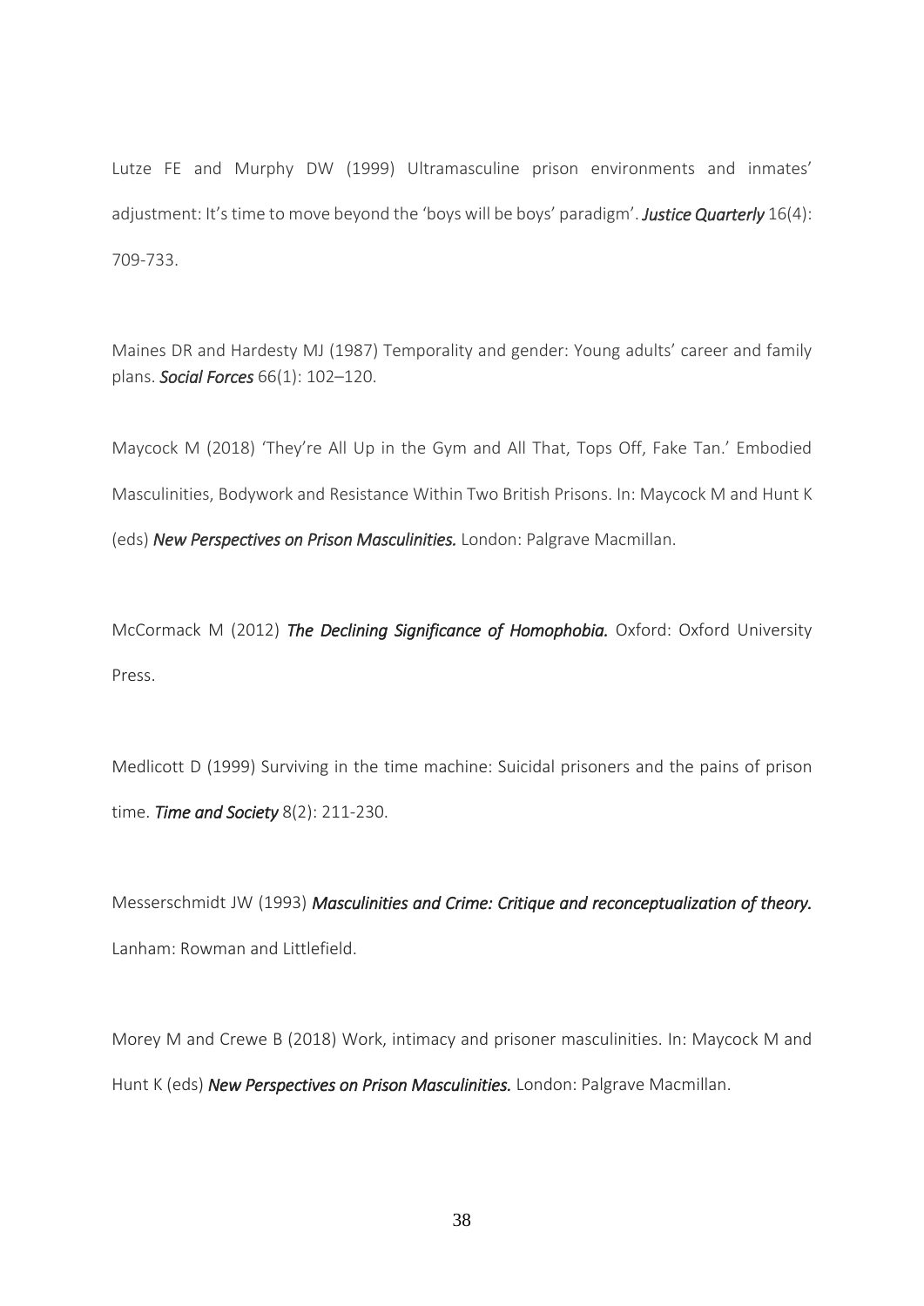Lutze FE and Murphy DW (1999) Ultramasculine prison environments and inmates' adjustment: It's time to move beyond the 'boys will be boys' paradigm'. ***Justice Quarterly*** 16(4): 709-733.

Maines DR and Hardesty MJ (1987) Temporality and gender: Young adults' career and family plans. ***Social Forces*** 66(1): 102–120.

Maycock M (2018) 'They're All Up in the Gym and All That, Tops Off, Fake Tan.' Embodied Masculinities, Bodywork and Resistance Within Two British Prisons. In: Maycock M and Hunt K (eds) ***New Perspectives on Prison Masculinities.*** London: Palgrave Macmillan.

McCormack M (2012) ***The Declining Significance of Homophobia.*** Oxford: Oxford University Press.

Medlicott D (1999) Surviving in the time machine: Suicidal prisoners and the pains of prison time. ***Time and Society*** 8(2): 211-230.

Messerschmidt JW (1993) ***Masculinities and Crime: Critique and reconceptualization of theory.*** Lanham: Rowman and Littlefield.

Morey M and Crewe B (2018) Work, intimacy and prisoner masculinities. In: Maycock M and Hunt K (eds) ***New Perspectives on Prison Masculinities.*** London: Palgrave Macmillan.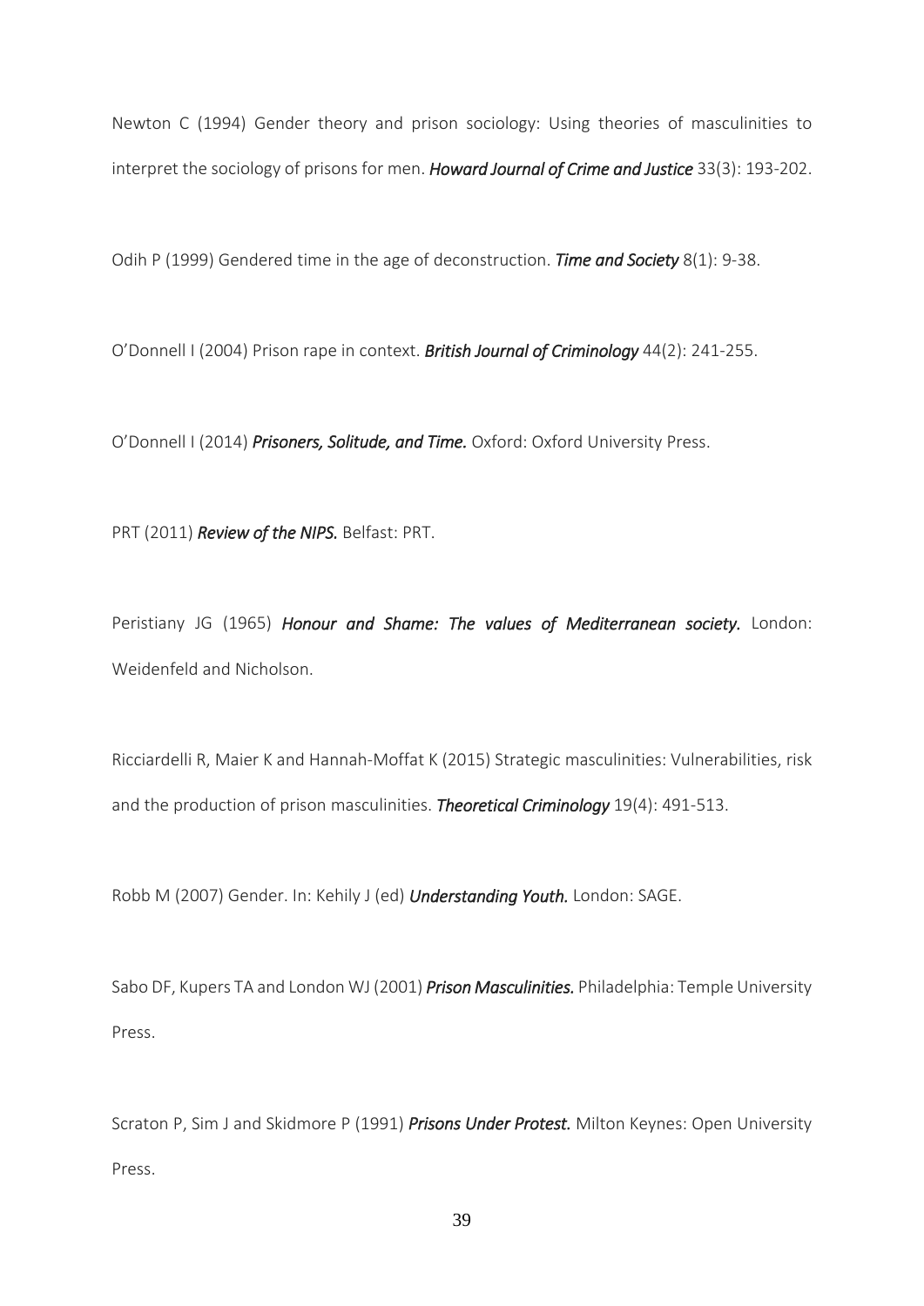Newton C (1994) Gender theory and prison sociology: Using theories of masculinities to interpret the sociology of prisons for men. ***Howard Journal of Crime and Justice*** 33(3): 193-202.

Odih P (1999) Gendered time in the age of deconstruction. ***Time and Society*** 8(1): 9-38.

O'Donnell I (2004) Prison rape in context. ***British Journal of Criminology*** 44(2): 241-255.

O'Donnell I (2014) ***Prisoners, Solitude, and Time.*** Oxford: Oxford University Press.

PRT (2011) ***Review of the NIPS.*** Belfast: PRT.

Peristiany JG (1965) ***Honour and Shame: The values of Mediterranean society.*** London: Weidenfeld and Nicholson.

Ricciardelli R, Maier K and Hannah-Moffat K (2015) Strategic masculinities: Vulnerabilities, risk and the production of prison masculinities. ***Theoretical Criminology*** 19(4): 491-513.

Robb M (2007) Gender. In: Kehily J (ed) ***Understanding Youth.*** London: SAGE.

Sabo DF, Kupers TA and London WJ (2001) ***Prison Masculinities.*** Philadelphia: Temple University Press.

Scraton P, Sim J and Skidmore P (1991) ***Prisons Under Protest.*** Milton Keynes: Open University Press.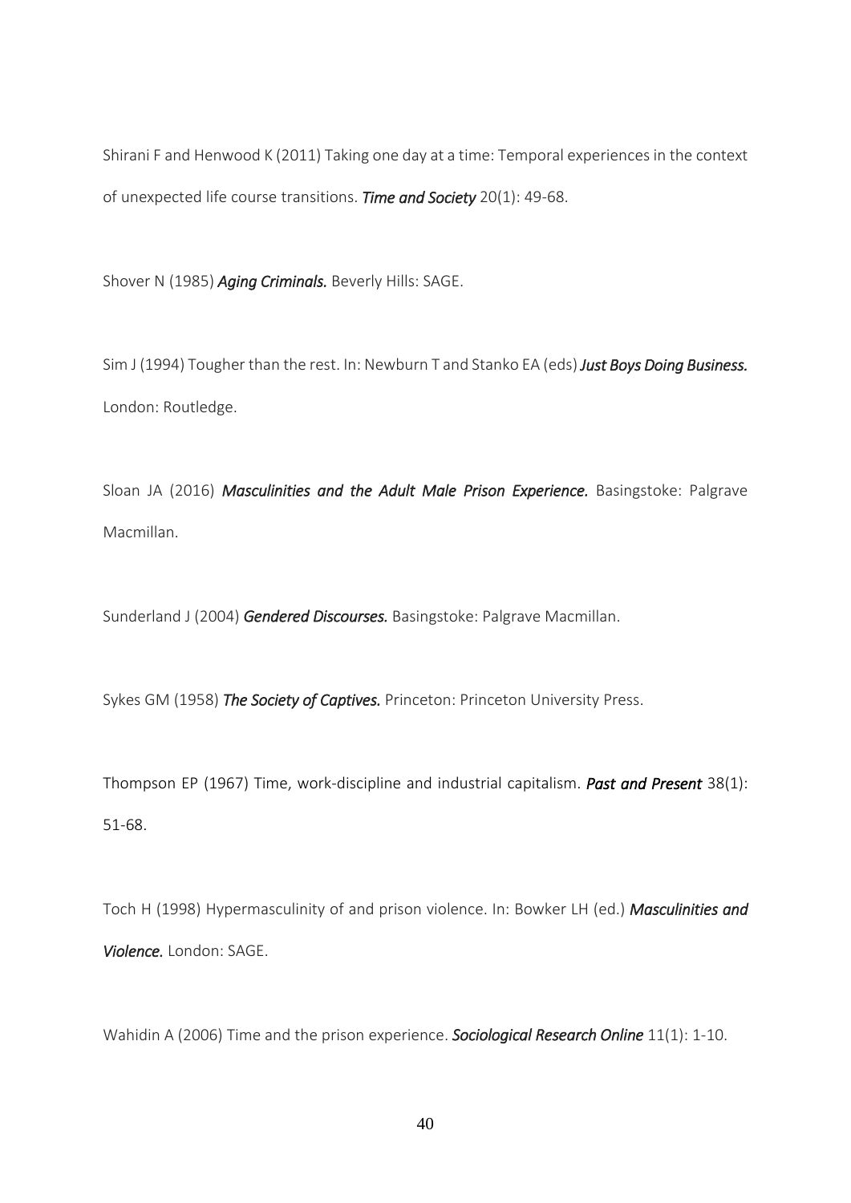Shirani F and Henwood K (2011) Taking one day at a time: Temporal experiences in the context of unexpected life course transitions. ***Time and Society*** 20(1): 49-68.

Shover N (1985) ***Aging Criminals.*** Beverly Hills: SAGE.

Sim J (1994) Tougher than the rest. In: Newburn T and Stanko EA (eds) ***Just Boys Doing Business.*** London: Routledge.

Sloan JA (2016) ***Masculinities and the Adult Male Prison Experience.*** Basingstoke: Palgrave Macmillan.

Sunderland J (2004) ***Gendered Discourses.*** Basingstoke: Palgrave Macmillan.

Sykes GM (1958) ***The Society of Captives.*** Princeton: Princeton University Press.

Thompson EP (1967) Time, work-discipline and industrial capitalism. ***Past and Present*** 38(1): 51-68.

Toch H (1998) Hypermasculinity of and prison violence. In: Bowker LH (ed.) ***Masculinities and Violence.*** London: SAGE.

Wahidin A (2006) Time and the prison experience. ***Sociological Research Online*** 11(1): 1-10.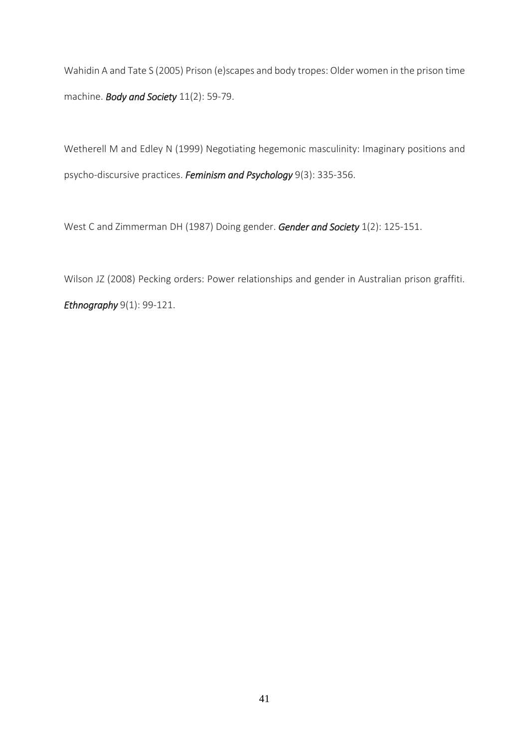Wahidin A and Tate S (2005) Prison (e)scapes and body tropes: Older women in the prison time machine. ***Body and Society*** 11(2): 59-79.

Wetherell M and Edley N (1999) Negotiating hegemonic masculinity: Imaginary positions and psycho-discursive practices. ***Feminism and Psychology*** 9(3): 335-356.

West C and Zimmerman DH (1987) Doing gender. ***Gender and Society*** 1(2): 125-151.

Wilson JZ (2008) Pecking orders: Power relationships and gender in Australian prison graffiti. ***Ethnography*** 9(1): 99-121.